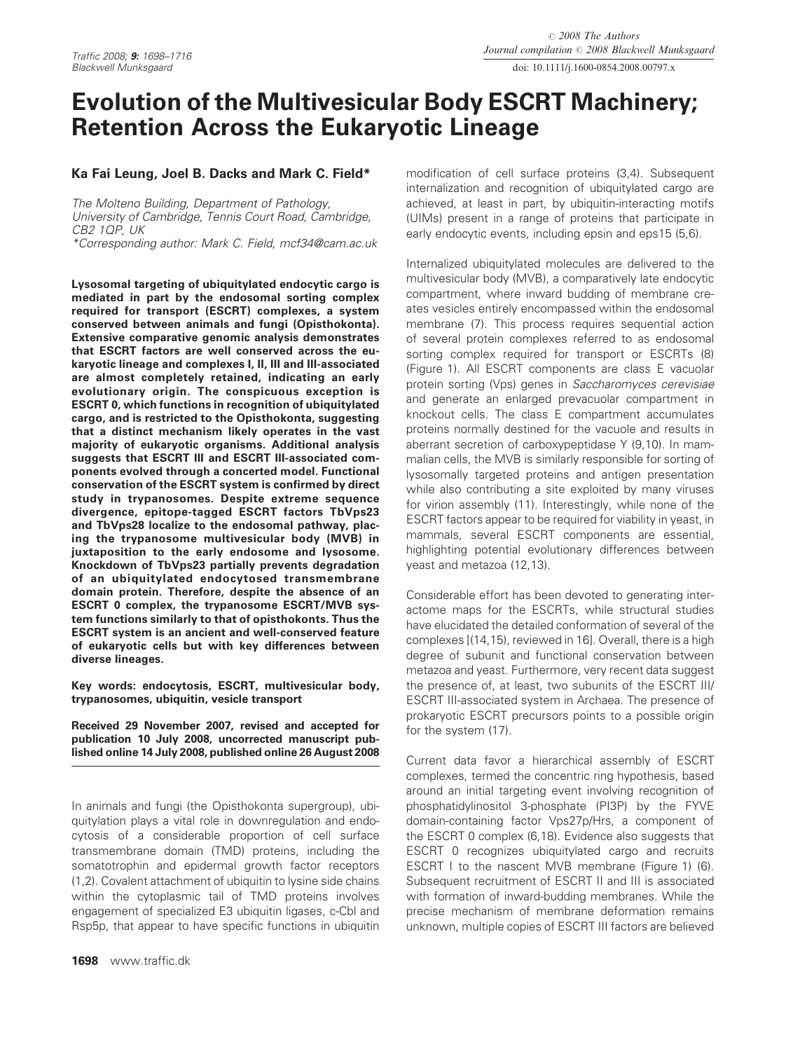# Evolution of the Multivesicular Body ESCRT Machinery; Retention Across the Eukaryotic Lineage

**Ka Fai Leung, Joel B. Dacks and Mark C. Field***

*The Molteno Building, Department of Pathology, University of Cambridge, Tennis Court Road, Cambridge, CB2 1QP, UK*
*\*Corresponding author: Mark C. Field, mcf34@cam.ac.uk*

**Lysosomal targeting of ubiquitylated endocytic cargo is mediated in part by the endosomal sorting complex required for transport (ESCRT) complexes, a system conserved between animals and fungi (Opisthokonta). Extensive comparative genomic analysis demonstrates that ESCRT factors are well conserved across the eukaryotic lineage and complexes I, II, III and III-associated are almost completely retained, indicating an early evolutionary origin. The conspicuous exception is ESCRT 0, which functions in recognition of ubiquitylated cargo, and is restricted to the Opisthokonta, suggesting that a distinct mechanism likely operates in the vast majority of eukaryotic organisms. Additional analysis suggests that ESCRT III and ESCRT III-associated components evolved through a concerted model. Functional conservation of the ESCRT system is confirmed by direct study in trypanosomes. Despite extreme sequence divergence, epitope-tagged ESCRT factors TbVps23 and TbVps28 localize to the endosomal pathway, placing the trypanosome multivesicular body (MVB) in juxtaposition to the early endosome and lysosome. Knockdown of TbVps23 partially prevents degradation of an ubiquitylated endocytosed transmembrane domain protein. Therefore, despite the absence of an ESCRT 0 complex, the trypanosome ESCRT/MVB system functions similarly to that of opisthokonts. Thus the ESCRT system is an ancient and well-conserved feature of eukaryotic cells but with key differences between diverse lineages.**

**Key words: endocytosis, ESCRT, multivesicular body, trypanosomes, ubiquitin, vesicle transport**

**Received 29 November 2007, revised and accepted for publication 10 July 2008, uncorrected manuscript published online 14 July 2008, published online 26 August 2008**

In animals and fungi (the Opisthokonta supergroup), ubiquitylation plays a vital role in downregulation and endocytosis of a considerable proportion of cell surface transmembrane domain (TMD) proteins, including the somatotrophin and epidermal growth factor receptors (1,2). Covalent attachment of ubiquitin to lysine side chains within the cytoplasmic tail of TMD proteins involves engagement of specialized E3 ubiquitin ligases, c-Cbl and Rsp5p, that appear to have specific functions in ubiquitin modification of cell surface proteins (3,4). Subsequent internalization and recognition of ubiquitylated cargo are achieved, at least in part, by ubiquitin-interacting motifs (UIMs) present in a range of proteins that participate in early endocytic events, including epsin and eps15 (5,6).

Internalized ubiquitylated molecules are delivered to the multivesicular body (MVB), a comparatively late endocytic compartment, where inward budding of membrane creates vesicles entirely encompassed within the endosomal membrane (7). This process requires sequential action of several protein complexes referred to as endosomal sorting complex required for transport or ESCRTs (8) (Figure 1). All ESCRT components are class E vacuolar protein sorting (Vps) genes in *Saccharomyces cerevisiae* and generate an enlarged prevacuolar compartment in knockout cells. The class E compartment accumulates proteins normally destined for the vacuole and results in aberrant secretion of carboxypeptidase Y (9,10). In mammalian cells, the MVB is similarly responsible for sorting of lysosomally targeted proteins and antigen presentation while also contributing a site exploited by many viruses for virion assembly (11). Interestingly, while none of the ESCRT factors appear to be required for viability in yeast, in mammals, several ESCRT components are essential, highlighting potential evolutionary differences between yeast and metazoa (12,13).

Considerable effort has been devoted to generating interactome maps for the ESCRTs, while structural studies have elucidated the detailed conformation of several of the complexes [(14,15), reviewed in 16]. Overall, there is a high degree of subunit and functional conservation between metazoa and yeast. Furthermore, very recent data suggest the presence of, at least, two subunits of the ESCRT III/ESCRT III-associated system in Archaea. The presence of prokaryotic ESCRT precursors points to a possible origin for the system (17).

Current data favor a hierarchical assembly of ESCRT complexes, termed the concentric ring hypothesis, based around an initial targeting event involving recognition of phosphatidylinositol 3-phosphate (PI3P) by the FYVE domain-containing factor Vps27p/Hrs, a component of the ESCRT 0 complex (6,18). Evidence also suggests that ESCRT 0 recognizes ubiquitylated cargo and recruits ESCRT I to the nascent MVB membrane (Figure 1) (6). Subsequent recruitment of ESCRT II and III is associated with formation of inward-budding membranes. While the precise mechanism of membrane deformation remains unknown, multiple copies of ESCRT III factors are believed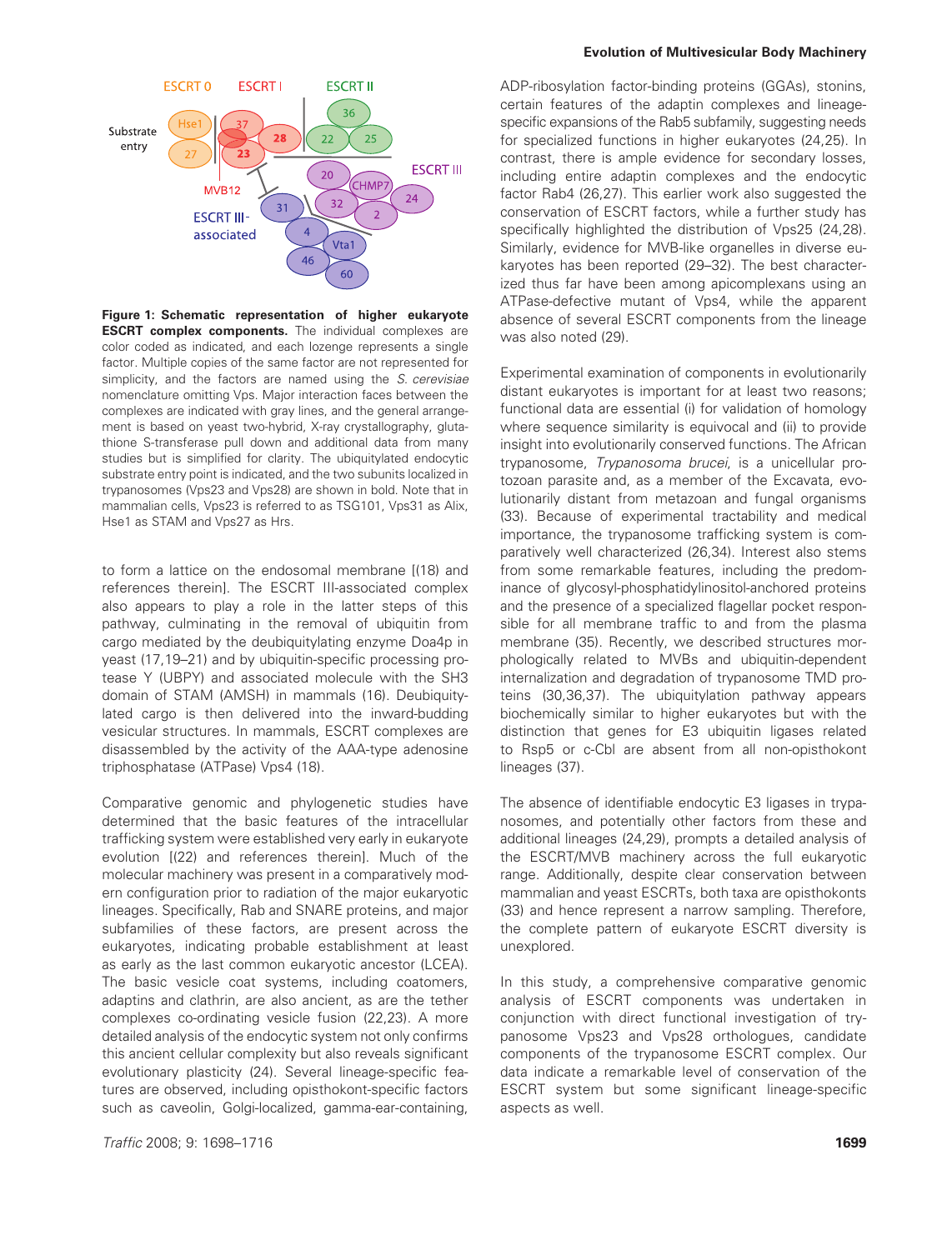**Figure 1: Schematic representation of higher eukaryote ESCRT complex components.** The individual complexes are color coded as indicated, and each lozenge represents a single factor. Multiple copies of the same factor are not represented for simplicity, and the factors are named using the *S. cerevisiae* nomenclature omitting Vps. Major interaction faces between the complexes are indicated with gray lines, and the general arrangement is based on yeast two-hybrid, X-ray crystallography, glutathione S-transferase pull down and additional data from many studies but is simplified for clarity. The ubiquitylated endocytic substrate entry point is indicated, and the two subunits localized in trypanosomes (Vps23 and Vps28) are shown in bold. Note that in mammalian cells, Vps23 is referred to as TSG101, Vps31 as Alix, Hse1 as STAM and Vps27 as Hrs.

to form a lattice on the endosomal membrane [(18) and references therein]. The ESCRT III-associated complex also appears to play a role in the latter steps of this pathway, culminating in the removal of ubiquitin from cargo mediated by the deubiquitylating enzyme Doa4p in yeast (17,19–21) and by ubiquitin-specific processing protease Y (UBPY) and associated molecule with the SH3 domain of STAM (AMSH) in mammals (16). Deubiquitylated cargo is then delivered into the inward-budding vesicular structures. In mammals, ESCRT complexes are disassembled by the activity of the AAA-type adenosine triphosphatase (ATPase) Vps4 (18).

Comparative genomic and phylogenetic studies have determined that the basic features of the intracellular trafficking system were established very early in eukaryote evolution [(22) and references therein]. Much of the molecular machinery was present in a comparatively modern configuration prior to radiation of the major eukaryotic lineages. Specifically, Rab and SNARE proteins, and major subfamilies of these factors, are present across the eukaryotes, indicating probable establishment at least as early as the last common eukaryotic ancestor (LCEA). The basic vesicle coat systems, including coatomers, adaptins and clathrin, are also ancient, as are the tether complexes co-ordinating vesicle fusion (22,23). A more detailed analysis of the endocytic system not only confirms this ancient cellular complexity but also reveals significant evolutionary plasticity (24). Several lineage-specific features are observed, including opisthokont-specific factors such as caveolin, Golgi-localized, gamma-ear-containing, ADP-ribosylation factor-binding proteins (GGAs), stonins, certain features of the adaptin complexes and lineage-specific expansions of the Rab5 subfamily, suggesting needs for specialized functions in higher eukaryotes (24,25). In contrast, there is ample evidence for secondary losses, including entire adaptin complexes and the endocytic factor Rab4 (26,27). This earlier work also suggested the conservation of ESCRT factors, while a further study has specifically highlighted the distribution of Vps25 (24,28). Similarly, evidence for MVB-like organelles in diverse eukaryotes has been reported (29–32). The best characterized thus far have been among apicomplexans using an ATPase-defective mutant of Vps4, while the apparent absence of several ESCRT components from the lineage was also noted (29).

Experimental examination of components in evolutionarily distant eukaryotes is important for at least two reasons; functional data are essential (i) for validation of homology where sequence similarity is equivocal and (ii) to provide insight into evolutionarily conserved functions. The African trypanosome, *Trypanosoma brucei*, is a unicellular protozoan parasite and, as a member of the Excavata, evolutionarily distant from metazoan and fungal organisms (33). Because of experimental tractability and medical importance, the trypanosome trafficking system is comparatively well characterized (26,34). Interest also stems from some remarkable features, including the predominance of glycosyl-phosphatidylinositol-anchored proteins and the presence of a specialized flagellar pocket responsible for all membrane traffic to and from the plasma membrane (35). Recently, we described structures morphologically related to MVBs and ubiquitin-dependent internalization and degradation of trypanosome TMD proteins (30,36,37). The ubiquitylation pathway appears biochemically similar to higher eukaryotes but with the distinction that genes for E3 ubiquitin ligases related to Rsp5 or c-Cbl are absent from all non-opisthokont lineages (37).

The absence of identifiable endocytic E3 ligases in trypanosomes, and potentially other factors from these and additional lineages (24,29), prompts a detailed analysis of the ESCRT/MVB machinery across the full eukaryotic range. Additionally, despite clear conservation between mammalian and yeast ESCRTs, both taxa are opisthokonts (33) and hence represent a narrow sampling. Therefore, the complete pattern of eukaryote ESCRT diversity is unexplored.

In this study, a comprehensive comparative genomic analysis of ESCRT components was undertaken in conjunction with direct functional investigation of trypanosome Vps23 and Vps28 orthologues, candidate components of the trypanosome ESCRT complex. Our data indicate a remarkable level of conservation of the ESCRT system but some significant lineage-specific aspects as well.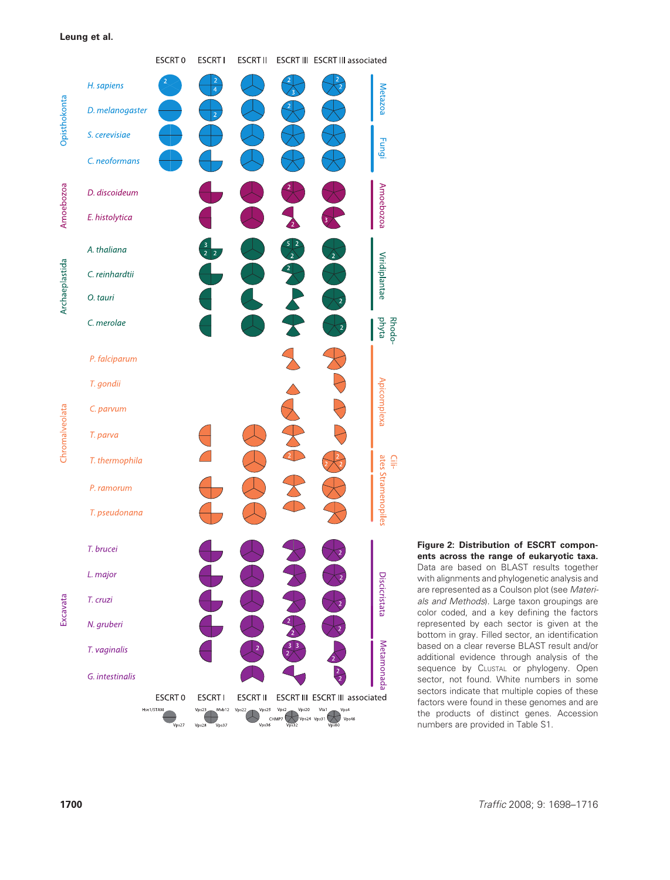**Figure 2: Distribution of ESCRT components across the range of eukaryotic taxa.** Data are based on BLAST results together with alignments and phylogenetic analysis and are represented as a Coulson plot (see *Materials and Methods*). Large taxon groupings are color coded, and a key defining the factors represented by each sector is given at the bottom in gray. Filled sector, an identification based on a clear reverse BLAST result and/or additional evidence through analysis of the sequence by Clustal or phylogeny. Open sector, not found. White numbers in some sectors indicate that multiple copies of these factors were found in these genomes and are the products of distinct genes. Accession numbers are provided in Table S1.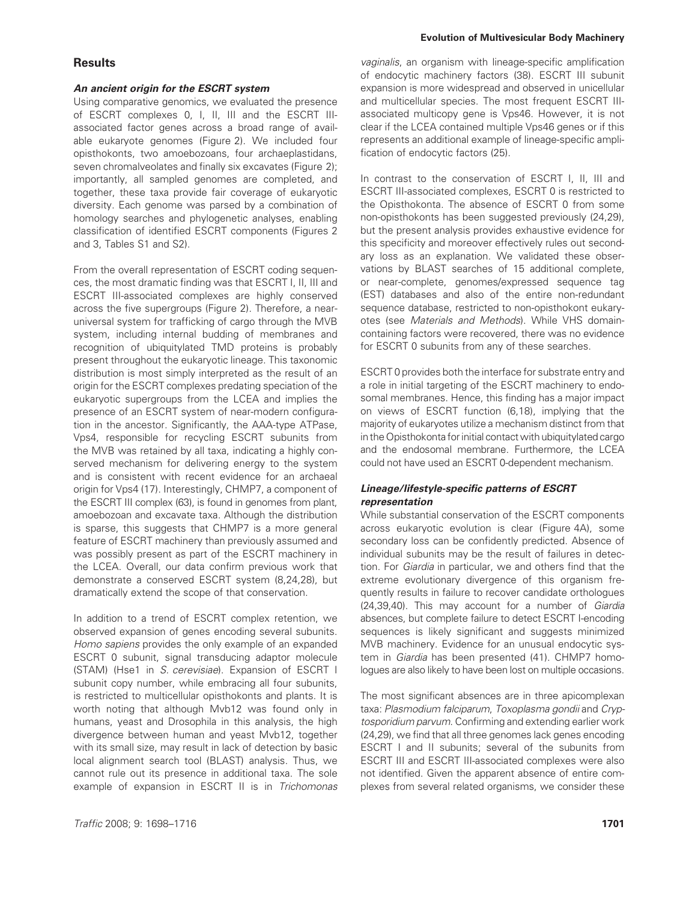## Results

### *An ancient origin for the ESCRT system*

Using comparative genomics, we evaluated the presence of ESCRT complexes 0, I, II, III and the ESCRT III-associated factor genes across a broad range of available eukaryote genomes (Figure 2). We included four opisthokonts, two amoebozoans, four archaeplastidans, seven chromalveolates and finally six excavates (Figure 2); importantly, all sampled genomes are completed, and together, these taxa provide fair coverage of eukaryotic diversity. Each genome was parsed by a combination of homology searches and phylogenetic analyses, enabling classification of identified ESCRT components (Figures 2 and 3, Tables S1 and S2).

From the overall representation of ESCRT coding sequences, the most dramatic finding was that ESCRT I, II, III and ESCRT III-associated complexes are highly conserved across the five supergroups (Figure 2). Therefore, a near-universal system for trafficking of cargo through the MVB system, including internal budding of membranes and recognition of ubiquitylated TMD proteins is probably present throughout the eukaryotic lineage. This taxonomic distribution is most simply interpreted as the result of an origin for the ESCRT complexes predating speciation of the eukaryotic supergroups from the LCEA and implies the presence of an ESCRT system of near-modern configuration in the ancestor. Significantly, the AAA-type ATPase, Vps4, responsible for recycling ESCRT subunits from the MVB was retained by all taxa, indicating a highly conserved mechanism for delivering energy to the system and is consistent with recent evidence for an archaeal origin for Vps4 (17). Interestingly, CHMP7, a component of the ESCRT III complex (63), is found in genomes from plant, amoebozoan and excavate taxa. Although the distribution is sparse, this suggests that CHMP7 is a more general feature of ESCRT machinery than previously assumed and was possibly present as part of the ESCRT machinery in the LCEA. Overall, our data confirm previous work that demonstrate a conserved ESCRT system (8,24,28), but dramatically extend the scope of that conservation.

In addition to a trend of ESCRT complex retention, we observed expansion of genes encoding several subunits. *Homo sapiens* provides the only example of an expanded ESCRT 0 subunit, signal transducing adaptor molecule (STAM) (Hse1 in *S. cerevisiae*). Expansion of ESCRT I subunit copy number, while embracing all four subunits, is restricted to multicellular opisthokonts and plants. It is worth noting that although Mvb12 was found only in humans, yeast and Drosophila in this analysis, the high divergence between human and yeast Mvb12, together with its small size, may result in lack of detection by basic local alignment search tool (BLAST) analysis. Thus, we cannot rule out its presence in additional taxa. The sole example of expansion in ESCRT II is in *Trichomonas vaginalis*, an organism with lineage-specific amplification of endocytic machinery factors (38). ESCRT III subunit expansion is more widespread and observed in unicellular and multicellular species. The most frequent ESCRT III-associated multicopy gene is Vps46. However, it is not clear if the LCEA contained multiple Vps46 genes or if this represents an additional example of lineage-specific amplification of endocytic factors (25).

In contrast to the conservation of ESCRT I, II, III and ESCRT III-associated complexes, ESCRT 0 is restricted to the Opisthokonta. The absence of ESCRT 0 from some non-opisthokonts has been suggested previously (24,29), but the present analysis provides exhaustive evidence for this specificity and moreover effectively rules out secondary loss as an explanation. We validated these observations by BLAST searches of 15 additional complete, or near-complete, genomes/expressed sequence tag (EST) databases and also of the entire non-redundant sequence database, restricted to non-opisthokont eukaryotes (see *Materials and Methods*). While VHS domain-containing factors were recovered, there was no evidence for ESCRT 0 subunits from any of these searches.

ESCRT 0 provides both the interface for substrate entry and a role in initial targeting of the ESCRT machinery to endosomal membranes. Hence, this finding has a major impact on views of ESCRT function (6,18), implying that the majority of eukaryotes utilize a mechanism distinct from that in the Opisthokonta for initial contact with ubiquitylated cargo and the endosomal membrane. Furthermore, the LCEA could not have used an ESCRT 0-dependent mechanism.

### *Lineage/lifestyle-specific patterns of ESCRT representation*

While substantial conservation of the ESCRT components across eukaryotic evolution is clear (Figure 4A), some secondary loss can be confidently predicted. Absence of individual subunits may be the result of failures in detection. For *Giardia* in particular, we and others find that the extreme evolutionary divergence of this organism frequently results in failure to recover candidate orthologues (24,39,40). This may account for a number of *Giardia* absences, but complete failure to detect ESCRT I-encoding sequences is likely significant and suggests minimized MVB machinery. Evidence for an unusual endocytic system in *Giardia* has been presented (41). CHMP7 homologues are also likely to have been lost on multiple occasions.

The most significant absences are in three apicomplexan taxa: *Plasmodium falciparum*, *Toxoplasma gondii* and *Cryptosporidium parvum*. Confirming and extending earlier work (24,29), we find that all three genomes lack genes encoding ESCRT I and II subunits; several of the subunits from ESCRT III and ESCRT III-associated complexes were also not identified. Given the apparent absence of entire complexes from several related organisms, we consider these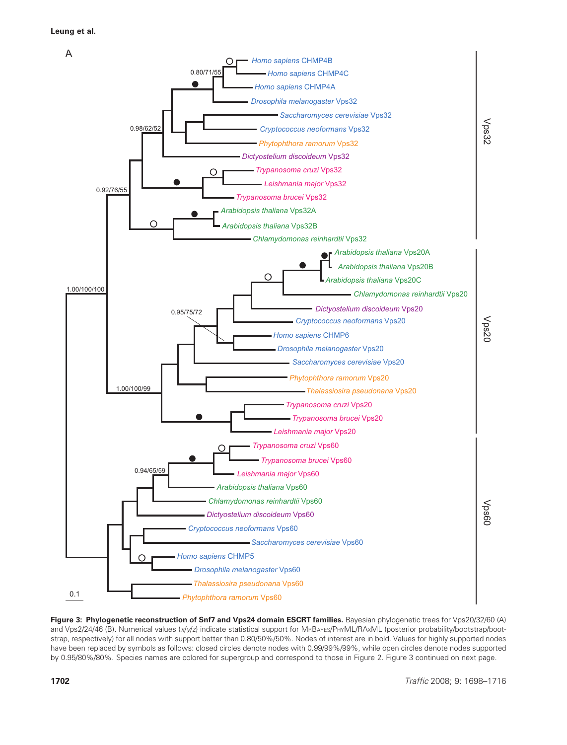A

Figure 3: **Phylogenetic reconstruction of Snf7 and Vps24 domain ESCRT families.** Bayesian phylogenetic trees for Vps20/32/60 (A) and Vps2/24/46 (B). Numerical values (*x*/*y*/*z*) indicate statistical support for MrBayes/PhyML/RAxML (posterior probability/bootstrap/bootstrap, respectively) for all nodes with support better than 0.80/50%/50%. Nodes of interest are in bold. Values for highly supported nodes have been replaced by symbols as follows: closed circles denote nodes with 0.99/99%/99%, while open circles denote nodes supported by 0.95/80%/80%. Species names are colored for supergroup and correspond to those in Figure 2. Figure 3 continued on next page.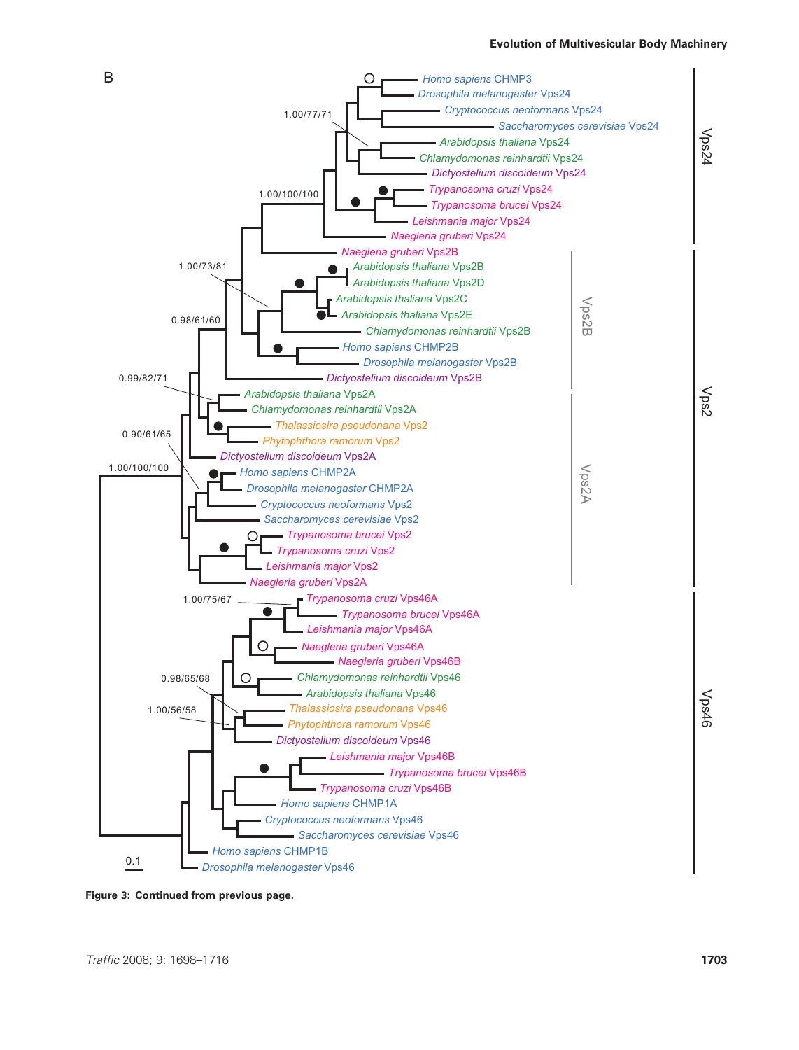B

Figure 3: Continued from previous page.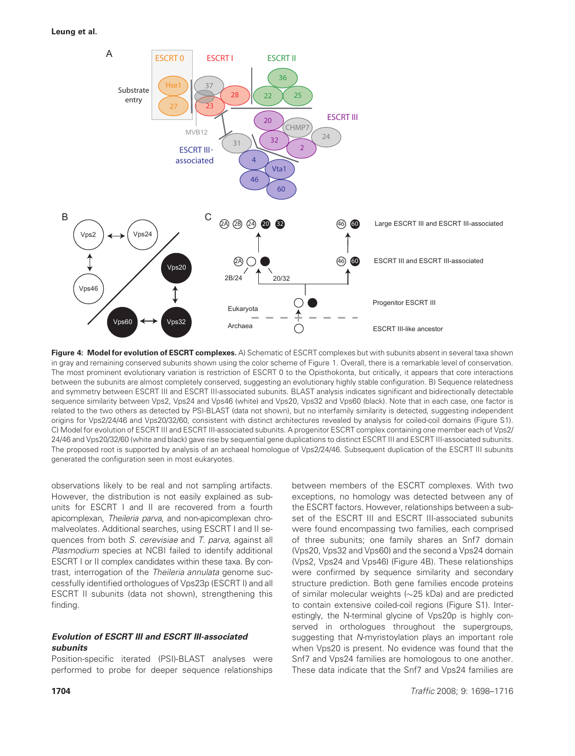**Figure 4: Model for evolution of ESCRT complexes.** A) Schematic of ESCRT complexes but with subunits absent in several taxa shown in gray and remaining conserved subunits shown using the color scheme of Figure 1. Overall, there is a remarkable level of conservation. The most prominent evolutionary variation is restriction of ESCRT 0 to the Opisthokonta, but critically, it appears that core interactions between the subunits are almost completely conserved, suggesting an evolutionary highly stable configuration. B) Sequence relatedness and symmetry between ESCRT III and ESCRT III-associated subunits. BLAST analysis indicates significant and bidirectionally detectable sequence similarity between Vps2, Vps24 and Vps46 (white) and Vps20, Vps32 and Vps60 (black). Note that in each case, one factor is related to the two others as detected by PSI-BLAST (data not shown), but no interfamily similarity is detected, suggesting independent origins for Vps2/24/46 and Vps20/32/60, consistent with distinct architectures revealed by analysis for coiled-coil domains (Figure S1). C) Model for evolution of ESCRT III and ESCRT III-associated subunits. A progenitor ESCRT complex containing one member each of Vps2/24/46 and Vps20/32/60 (white and black) gave rise by sequential gene duplications to distinct ESCRT III and ESCRT III-associated subunits. The proposed root is supported by analysis of an archaeal homologue of Vps2/24/46. Subsequent duplication of the ESCRT III subunits generated the configuration seen in most eukaryotes.

observations likely to be real and not sampling artifacts. However, the distribution is not easily explained as subunits for ESCRT I and II are recovered from a fourth apicomplexan, *Theileria parva*, and non-apicomplexan chromalveolates. Additional searches, using ESCRT I and II sequences from both *S. cerevisiae* and *T. parva*, against all *Plasmodium* species at NCBI failed to identify additional ESCRT I or II complex candidates within these taxa. By contrast, interrogation of the *Theileria annulata* genome successfully identified orthologues of Vps23p (ESCRT I) and all ESCRT II subunits (data not shown), strengthening this finding.

### *Evolution of ESCRT III and ESCRT III-associated subunits*

Position-specific iterated (PSI)-BLAST analyses were performed to probe for deeper sequence relationships between members of the ESCRT complexes. With two exceptions, no homology was detected between any of the ESCRT factors. However, relationships between a subset of the ESCRT III and ESCRT III-associated subunits were found encompassing two families, each comprised of three subunits; one family shares an Snf7 domain (Vps20, Vps32 and Vps60) and the second a Vps24 domain (Vps2, Vps24 and Vps46) (Figure 4B). These relationships were confirmed by sequence similarity and secondary structure prediction. Both gene families encode proteins of similar molecular weights (~25 kDa) and are predicted to contain extensive coiled-coil regions (Figure S1). Interestingly, the N-terminal glycine of Vps20p is highly conserved in orthologues throughout the supergroups, suggesting that *N*-myristoylation plays an important role when Vps20 is present. No evidence was found that the Snf7 and Vps24 families are homologous to one another. These data indicate that the Snf7 and Vps24 families are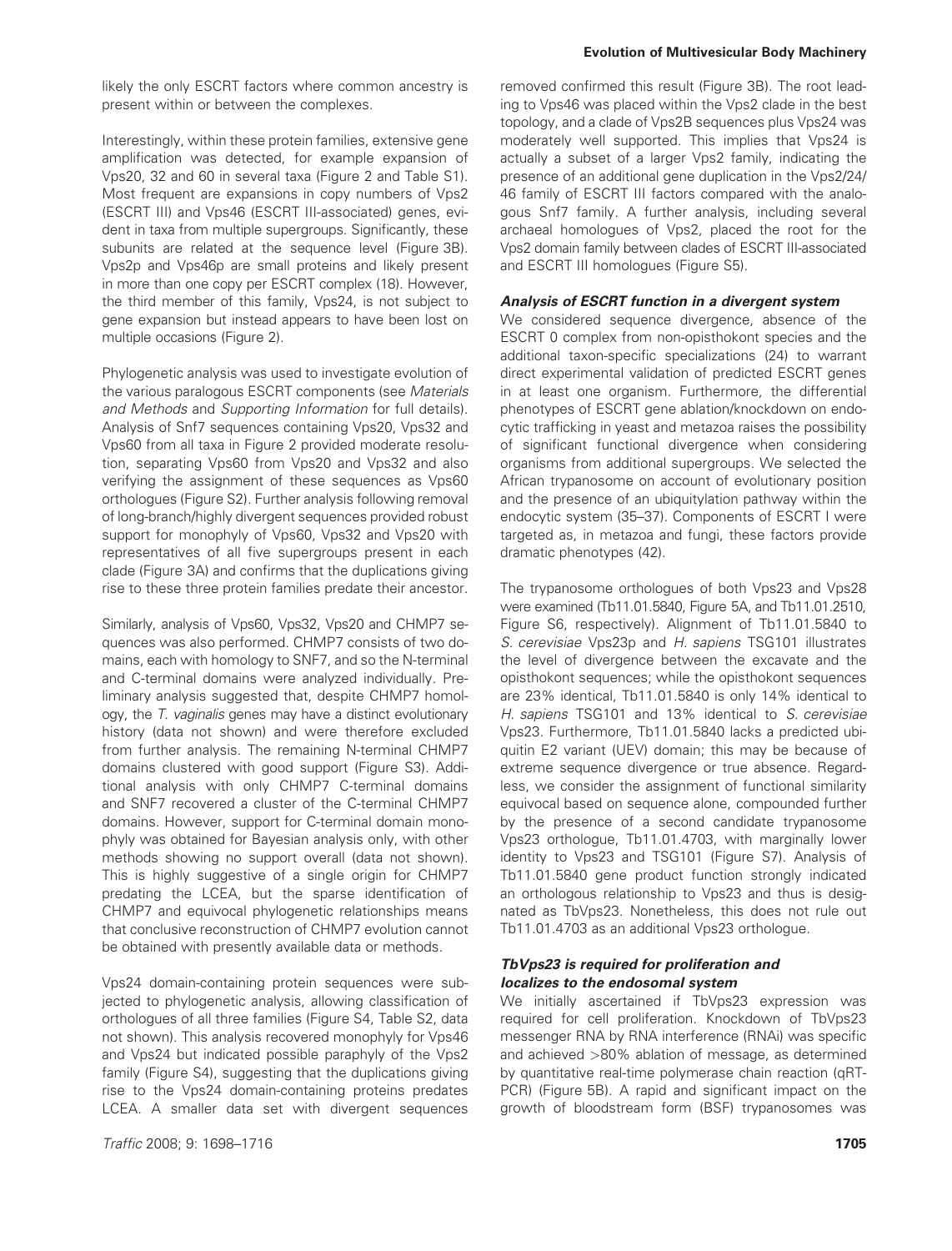likely the only ESCRT factors where common ancestry is present within or between the complexes.

Interestingly, within these protein families, extensive gene amplification was detected, for example expansion of Vps20, 32 and 60 in several taxa (Figure 2 and Table S1). Most frequent are expansions in copy numbers of Vps2 (ESCRT III) and Vps46 (ESCRT III-associated) genes, evident in taxa from multiple supergroups. Significantly, these subunits are related at the sequence level (Figure 3B). Vps2p and Vps46p are small proteins and likely present in more than one copy per ESCRT complex (18). However, the third member of this family, Vps24, is not subject to gene expansion but instead appears to have been lost on multiple occasions (Figure 2).

Phylogenetic analysis was used to investigate evolution of the various paralogous ESCRT components (see *Materials and Methods* and *Supporting Information* for full details). Analysis of Snf7 sequences containing Vps20, Vps32 and Vps60 from all taxa in Figure 2 provided moderate resolution, separating Vps60 from Vps20 and Vps32 and also verifying the assignment of these sequences as Vps60 orthologues (Figure S2). Further analysis following removal of long-branch/highly divergent sequences provided robust support for monophyly of Vps60, Vps32 and Vps20 with representatives of all five supergroups present in each clade (Figure 3A) and confirms that the duplications giving rise to these three protein families predate their ancestor.

Similarly, analysis of Vps60, Vps32, Vps20 and CHMP7 sequences was also performed. CHMP7 consists of two domains, each with homology to SNF7, and so the N-terminal and C-terminal domains were analyzed individually. Preliminary analysis suggested that, despite CHMP7 homology, the *T. vaginalis* genes may have a distinct evolutionary history (data not shown) and were therefore excluded from further analysis. The remaining N-terminal CHMP7 domains clustered with good support (Figure S3). Additional analysis with only CHMP7 C-terminal domains and SNF7 recovered a cluster of the C-terminal CHMP7 domains. However, support for C-terminal domain monophyly was obtained for Bayesian analysis only, with other methods showing no support overall (data not shown). This is highly suggestive of a single origin for CHMP7 predating the LCEA, but the sparse identification of CHMP7 and equivocal phylogenetic relationships means that conclusive reconstruction of CHMP7 evolution cannot be obtained with presently available data or methods.

Vps24 domain-containing protein sequences were subjected to phylogenetic analysis, allowing classification of orthologues of all three families (Figure S4, Table S2, data not shown). This analysis recovered monophyly for Vps46 and Vps24 but indicated possible paraphyly of the Vps2 family (Figure S4), suggesting that the duplications giving rise to the Vps24 domain-containing proteins predates LCEA. A smaller data set with divergent sequences removed confirmed this result (Figure 3B). The root leading to Vps46 was placed within the Vps2 clade in the best topology, and a clade of Vps2B sequences plus Vps24 was moderately well supported. This implies that Vps24 is actually a subset of a larger Vps2 family, indicating the presence of an additional gene duplication in the Vps2/24/46 family of ESCRT III factors compared with the analogous Snf7 family. A further analysis, including several archaeal homologues of Vps2, placed the root for the Vps2 domain family between clades of ESCRT III-associated and ESCRT III homologues (Figure S5).

### *Analysis of ESCRT function in a divergent system*

We considered sequence divergence, absence of the ESCRT 0 complex from non-opisthokont species and the additional taxon-specific specializations (24) to warrant direct experimental validation of predicted ESCRT genes in at least one organism. Furthermore, the differential phenotypes of ESCRT gene ablation/knockdown on endocytic trafficking in yeast and metazoa raises the possibility of significant functional divergence when considering organisms from additional supergroups. We selected the African trypanosome on account of evolutionary position and the presence of an ubiquitylation pathway within the endocytic system (35–37). Components of ESCRT I were targeted as, in metazoa and fungi, these factors provide dramatic phenotypes (42).

The trypanosome orthologues of both Vps23 and Vps28 were examined (Tb11.01.5840, Figure 5A, and Tb11.01.2510, Figure S6, respectively). Alignment of Tb11.01.5840 to *S. cerevisiae* Vps23p and *H. sapiens* TSG101 illustrates the level of divergence between the excavate and the opisthokont sequences; while the opisthokont sequences are 23% identical, Tb11.01.5840 is only 14% identical to *H. sapiens* TSG101 and 13% identical to *S. cerevisiae* Vps23. Furthermore, Tb11.01.5840 lacks a predicted ubiquitin E2 variant (UEV) domain; this may be because of extreme sequence divergence or true absence. Regardless, we consider the assignment of functional similarity equivocal based on sequence alone, compounded further by the presence of a second candidate trypanosome Vps23 orthologue, Tb11.01.4703, with marginally lower identity to Vps23 and TSG101 (Figure S7). Analysis of Tb11.01.5840 gene product function strongly indicated an orthologous relationship to Vps23 and thus is designated as TbVps23. Nonetheless, this does not rule out Tb11.01.4703 as an additional Vps23 orthologue.

### *TbVps23 is required for proliferation and localizes to the endosomal system*

We initially ascertained if TbVps23 expression was required for cell proliferation. Knockdown of TbVps23 messenger RNA by RNA interference (RNAi) was specific and achieved >80% ablation of message, as determined by quantitative real-time polymerase chain reaction (qRT-PCR) (Figure 5B). A rapid and significant impact on the growth of bloodstream form (BSF) trypanosomes was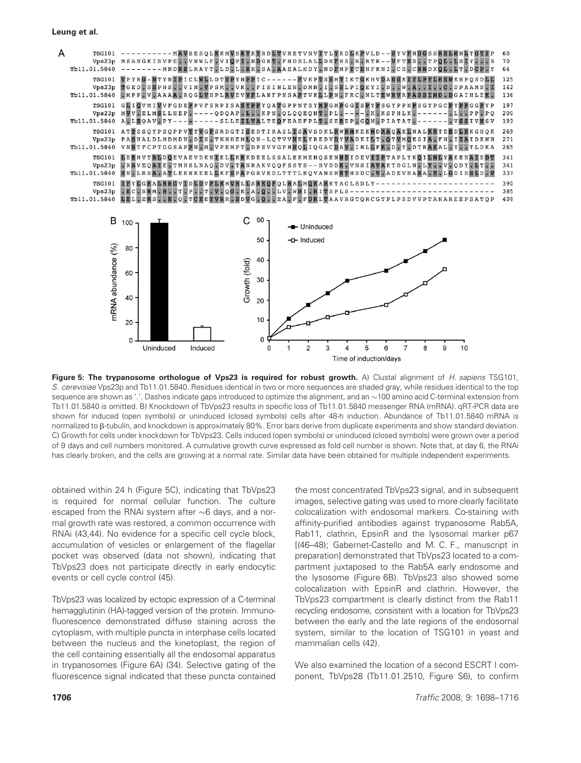**Figure 5: The trypanosome orthologue of Vps23 is required for robust growth.** A) Clustal alignment of *H. sapiens* TSG101, *S. cerevisiae* Vps23p and Tb11.01.5840. Residues identical in two or more sequences are shaded gray, while residues identical to the top sequence are shown as '.'. Dashes indicate gaps introduced to optimize the alignment, and an ~100 amino acid C-terminal extension from Tb11.01.5840 is omitted. B) Knockdown of TbVps23 results in specific loss of Tb11.01.5840 messenger RNA (mRNA). qRT-PCR data are shown for induced (open symbols) or uninduced (closed symbols) cells after 48-h induction. Abundance of Tb11.01.5840 mRNA is normalized to β-tubulin, and knockdown is approximately 80%. Error bars derive from duplicate experiments and show standard deviation. C) Growth for cells under knockdown for TbVps23. Cells induced (open symbols) or uninduced (closed symbols) were grown over a period of 9 days and cell numbers monitored. A cumulative growth curve expressed as fold cell number is shown. Note that, at day 6, the RNAi has clearly broken, and the cells are growing at a normal rate. Similar data have been obtained for multiple independent experiments.

obtained within 24 h (Figure 5C), indicating that TbVps23 is required for normal cellular function. The culture escaped from the RNAi system after ~6 days, and a normal growth rate was restored, a common occurrence with RNAi (43,44). No evidence for a specific cell cycle block, accumulation of vesicles or enlargement of the flagellar pocket was observed (data not shown), indicating that TbVps23 does not participate directly in early endocytic events or cell cycle control (45).

TbVps23 was localized by ectopic expression of a C-terminal hemagglutinin (HA)-tagged version of the protein. Immunofluorescence demonstrated diffuse staining across the cytoplasm, with multiple puncta in interphase cells located between the nucleus and the kinetoplast, the region of the cell containing essentially all the endosomal apparatus in trypanosomes (Figure 6A) (34). Selective gating of the fluorescence signal indicated that these puncta contained the most concentrated TbVps23 signal, and in subsequent images, selective gating was used to more clearly facilitate colocalization with endosomal markers. Co-staining with affinity-purified antibodies against trypanosome Rab5A, Rab11, clathrin, EpsinR and the lysosomal marker p67 [(46–48); Gabernet-Castello and M. C. F., manuscript in preparation] demonstrated that TbVps23 located to a compartment juxtaposed to the Rab5A early endosome and the lysosome (Figure 6B). TbVps23 also showed some colocalization with EpsinR and clathrin. However, the TbVps23 compartment is clearly distinct from the Rab11 recycling endosome, consistent with a location for TbVps23 between the early and the late regions of the endosomal system, similar to the location of TSG101 in yeast and mammalian cells (42).

We also examined the location of a second ESCRT I component, TbVps28 (Tb11.01.2510, Figure S6), to confirm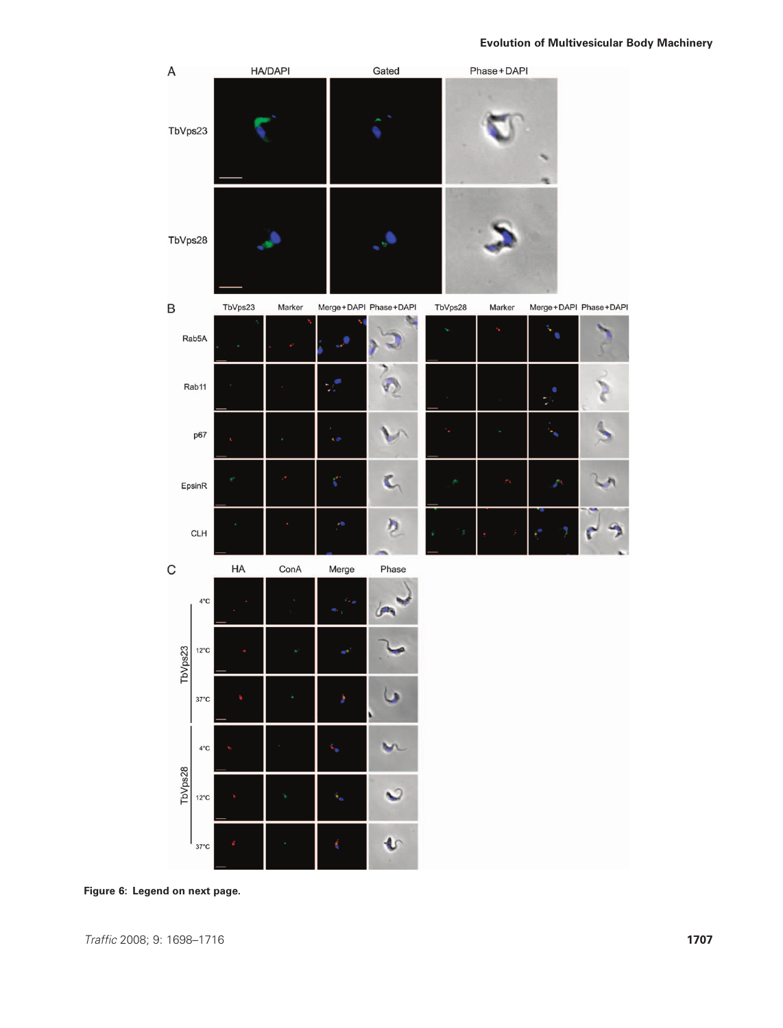**Figure 6: Legend on next page.**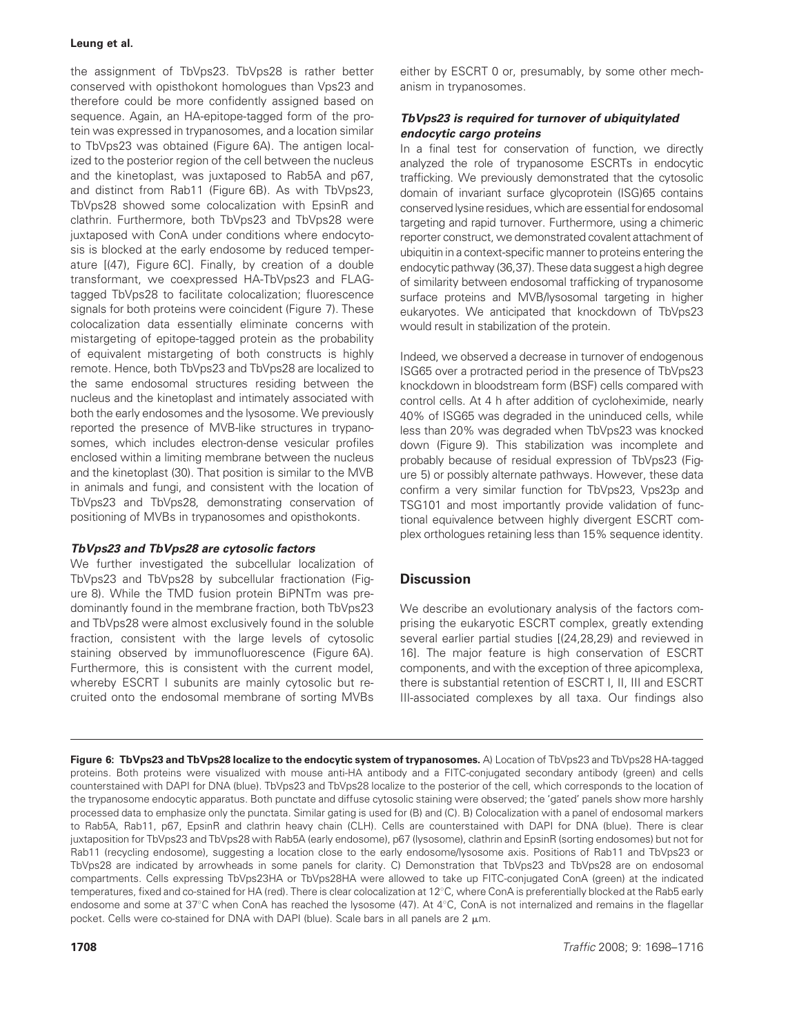the assignment of TbVps23. TbVps28 is rather better conserved with opisthokont homologues than Vps23 and therefore could be more confidently assigned based on sequence. Again, an HA-epitope-tagged form of the protein was expressed in trypanosomes, and a location similar to TbVps23 was obtained (Figure 6A). The antigen localized to the posterior region of the cell between the nucleus and the kinetoplast, was juxtaposed to Rab5A and p67, and distinct from Rab11 (Figure 6B). As with TbVps23, TbVps28 showed some colocalization with EpsinR and clathrin. Furthermore, both TbVps23 and TbVps28 were juxtaposed with ConA under conditions where endocytosis is blocked at the early endosome by reduced temperature [(47), Figure 6C]. Finally, by creation of a double transformant, we coexpressed HA-TbVps23 and FLAG-tagged TbVps28 to facilitate colocalization; fluorescence signals for both proteins were coincident (Figure 7). These colocalization data essentially eliminate concerns with mistargeting of epitope-tagged protein as the probability of equivalent mistargeting of both constructs is highly remote. Hence, both TbVps23 and TbVps28 are localized to the same endosomal structures residing between the nucleus and the kinetoplast and intimately associated with both the early endosomes and the lysosome. We previously reported the presence of MVB-like structures in trypanosomes, which includes electron-dense vesicular profiles enclosed within a limiting membrane between the nucleus and the kinetoplast (30). That position is similar to the MVB in animals and fungi, and consistent with the location of TbVps23 and TbVps28, demonstrating conservation of positioning of MVBs in trypanosomes and opisthokonts.

### *TbVps23 and TbVps28 are cytosolic factors*

We further investigated the subcellular localization of TbVps23 and TbVps28 by subcellular fractionation (Figure 8). While the TMD fusion protein BiPNTm was predominantly found in the membrane fraction, both TbVps23 and TbVps28 were almost exclusively found in the soluble fraction, consistent with the large levels of cytosolic staining observed by immunofluorescence (Figure 6A). Furthermore, this is consistent with the current model, whereby ESCRT I subunits are mainly cytosolic but recruited onto the endosomal membrane of sorting MVBs either by ESCRT 0 or, presumably, by some other mechanism in trypanosomes.

### *TbVps23 is required for turnover of ubiquitylated endocytic cargo proteins*

In a final test for conservation of function, we directly analyzed the role of trypanosome ESCRTs in endocytic trafficking. We previously demonstrated that the cytosolic domain of invariant surface glycoprotein (ISG)65 contains conserved lysine residues, which are essential for endosomal targeting and rapid turnover. Furthermore, using a chimeric reporter construct, we demonstrated covalent attachment of ubiquitin in a context-specific manner to proteins entering the endocytic pathway (36,37). These data suggest a high degree of similarity between endosomal trafficking of trypanosome surface proteins and MVB/lysosomal targeting in higher eukaryotes. We anticipated that knockdown of TbVps23 would result in stabilization of the protein.

Indeed, we observed a decrease in turnover of endogenous ISG65 over a protracted period in the presence of TbVps23 knockdown in bloodstream form (BSF) cells compared with control cells. At 4 h after addition of cycloheximide, nearly 40% of ISG65 was degraded in the uninduced cells, while less than 20% was degraded when TbVps23 was knocked down (Figure 9). This stabilization was incomplete and probably because of residual expression of TbVps23 (Figure 5) or possibly alternate pathways. However, these data confirm a very similar function for TbVps23, Vps23p and TSG101 and most importantly provide validation of functional equivalence between highly divergent ESCRT complex orthologues retaining less than 15% sequence identity.

## Discussion

We describe an evolutionary analysis of the factors comprising the eukaryotic ESCRT complex, greatly extending several earlier partial studies [(24,28,29) and reviewed in 16]. The major feature is high conservation of ESCRT components, and with the exception of three apicomplexa, there is substantial retention of ESCRT I, II, III and ESCRT III-associated complexes by all taxa. Our findings also

**Figure 6: TbVps23 and TbVps28 localize to the endocytic system of trypanosomes.** A) Location of TbVps23 and TbVps28 HA-tagged proteins. Both proteins were visualized with mouse anti-HA antibody and a FITC-conjugated secondary antibody (green) and cells counterstained with DAPI for DNA (blue). TbVps23 and TbVps28 localize to the posterior of the cell, which corresponds to the location of the trypanosome endocytic apparatus. Both punctate and diffuse cytosolic staining were observed; the 'gated' panels show more harshly processed data to emphasize only the punctata. Similar gating is used for (B) and (C). B) Colocalization with a panel of endosomal markers to Rab5A, Rab11, p67, EpsinR and clathrin heavy chain (CLH). Cells are counterstained with DAPI for DNA (blue). There is clear juxtaposition for TbVps23 and TbVps28 with Rab5A (early endosome), p67 (lysosome), clathrin and EpsinR (sorting endosomes) but not for Rab11 (recycling endosome), suggesting a location close to the early endosome/lysosome axis. Positions of Rab11 and TbVps23 or TbVps28 are indicated by arrowheads in some panels for clarity. C) Demonstration that TbVps23 and TbVps28 are on endosomal compartments. Cells expressing TbVps23HA or TbVps28HA were allowed to take up FITC-conjugated ConA (green) at the indicated temperatures, fixed and co-stained for HA (red). There is clear colocalization at 12°C, where ConA is preferentially blocked at the Rab5 early endosome and some at 37°C when ConA has reached the lysosome (47). At 4°C, ConA is not internalized and remains in the flagellar pocket. Cells were co-stained for DNA with DAPI (blue). Scale bars in all panels are 2 μm.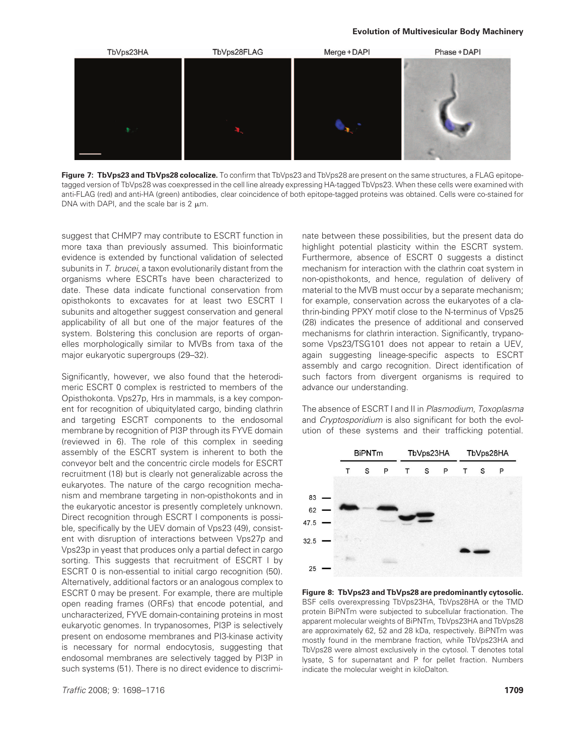Figure 7: **TbVps23 and TbVps28 colocalize.** To confirm that TbVps23 and TbVps28 are present on the same structures, a FLAG epitope-tagged version of TbVps28 was coexpressed in the cell line already expressing HA-tagged TbVps23. When these cells were examined with anti-FLAG (red) and anti-HA (green) antibodies, clear coincidence of both epitope-tagged proteins was obtained. Cells were co-stained for DNA with DAPI, and the scale bar is 2 μm.

suggest that CHMP7 may contribute to ESCRT function in more taxa than previously assumed. This bioinformatic evidence is extended by functional validation of selected subunits in *T. brucei*, a taxon evolutionarily distant from the organisms where ESCRTs have been characterized to date. These data indicate functional conservation from opisthokonts to excavates for at least two ESCRT I subunits and altogether suggest conservation and general applicability of all but one of the major features of the system. Bolstering this conclusion are reports of organelles morphologically similar to MVBs from taxa of the major eukaryotic supergroups (29–32).

Significantly, however, we also found that the heterodimeric ESCRT 0 complex is restricted to members of the Opisthokonta. Vps27p, Hrs in mammals, is a key component for recognition of ubiquitylated cargo, binding clathrin and targeting ESCRT components to the endosomal membrane by recognition of PI3P through its FYVE domain (reviewed in 6). The role of this complex in seeding assembly of the ESCRT system is inherent to both the conveyor belt and the concentric circle models for ESCRT recruitment (18) but is clearly not generalizable across the eukaryotes. The nature of the cargo recognition mechanism and membrane targeting in non-opisthokonts and in the eukaryotic ancestor is presently completely unknown. Direct recognition through ESCRT I components is possible, specifically by the UEV domain of Vps23 (49), consistent with disruption of interactions between Vps27p and Vps23p in yeast that produces only a partial defect in cargo sorting. This suggests that recruitment of ESCRT I by ESCRT 0 is non-essential to initial cargo recognition (50). Alternatively, additional factors or an analogous complex to ESCRT 0 may be present. For example, there are multiple open reading frames (ORFs) that encode potential, and uncharacterized, FYVE domain-containing proteins in most eukaryotic genomes. In trypanosomes, PI3P is selectively present on endosome membranes and PI3-kinase activity is necessary for normal endocytosis, suggesting that endosomal membranes are selectively tagged by PI3P in such systems (51). There is no direct evidence to discriminate between these possibilities, but the present data do highlight potential plasticity within the ESCRT system. Furthermore, absence of ESCRT 0 suggests a distinct mechanism for interaction with the clathrin coat system in non-opisthokonts, and hence, regulation of delivery of material to the MVB must occur by a separate mechanism; for example, conservation across the eukaryotes of a clathrin-binding PPXY motif close to the N-terminus of Vps25 (28) indicates the presence of additional and conserved mechanisms for clathrin interaction. Significantly, trypanosome Vps23/TSG101 does not appear to retain a UEV, again suggesting lineage-specific aspects to ESCRT assembly and cargo recognition. Direct identification of such factors from divergent organisms is required to advance our understanding.

The absence of ESCRT I and II in *Plasmodium*, *Toxoplasma* and *Cryptosporidium* is also significant for both the evolution of these systems and their trafficking potential.

Figure 8: **TbVps23 and TbVps28 are predominantly cytosolic.** BSF cells overexpressing TbVps23HA, TbVps28HA or the TMD protein BiPNTm were subjected to subcellular fractionation. The apparent molecular weights of BiPNTm, TbVps23HA and TbVps28 are approximately 62, 52 and 28 kDa, respectively. BiPNTm was mostly found in the membrane fraction, while TbVps23HA and TbVps28 were almost exclusively in the cytosol. T denotes total lysate, S for supernatant and P for pellet fraction. Numbers indicate the molecular weight in kiloDalton.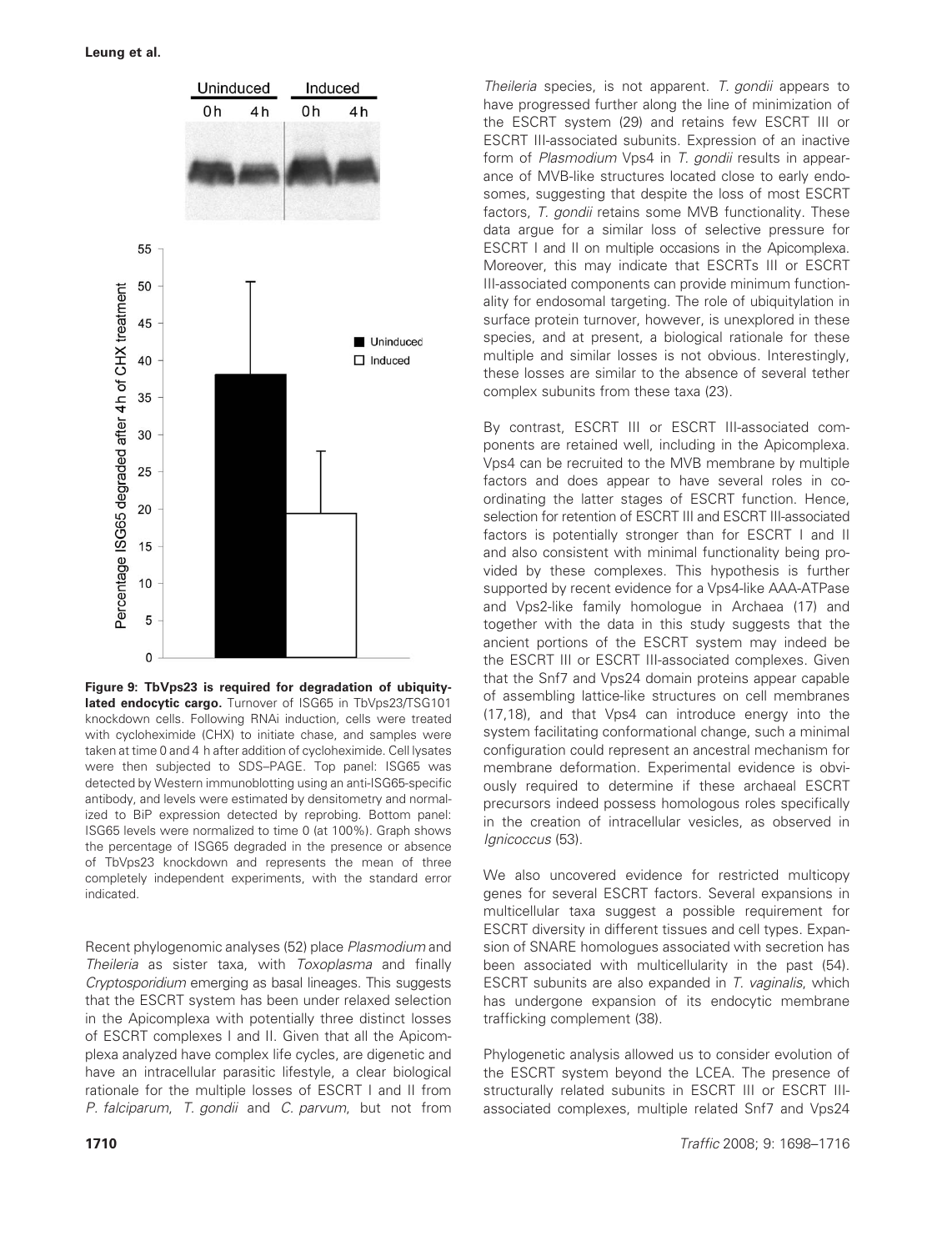**Figure 9: TbVps23 is required for degradation of ubiquitylated endocytic cargo.** Turnover of ISG65 in TbVps23/TSG101 knockdown cells. Following RNAi induction, cells were treated with cycloheximide (CHX) to initiate chase, and samples were taken at time 0 and 4 h after addition of cycloheximide. Cell lysates were then subjected to SDS–PAGE. Top panel: ISG65 was detected by Western immunoblotting using an anti-ISG65-specific antibody, and levels were estimated by densitometry and normalized to BiP expression detected by reprobing. Bottom panel: ISG65 levels were normalized to time 0 (at 100%). Graph shows the percentage of ISG65 degraded in the presence or absence of TbVps23 knockdown and represents the mean of three completely independent experiments, with the standard error indicated.

Recent phylogenomic analyses (52) place *Plasmodium* and *Theileria* as sister taxa, with *Toxoplasma* and finally *Cryptosporidium* emerging as basal lineages. This suggests that the ESCRT system has been under relaxed selection in the Apicomplexa with potentially three distinct losses of ESCRT complexes I and II. Given that all the Apicomplexa analyzed have complex life cycles, are digenetic and have an intracellular parasitic lifestyle, a clear biological rationale for the multiple losses of ESCRT I and II from *P. falciparum*, *T. gondii* and *C. parvum*, but not from *Theileria* species, is not apparent. *T. gondii* appears to have progressed further along the line of minimization of the ESCRT system (29) and retains few ESCRT III or ESCRT III-associated subunits. Expression of an inactive form of *Plasmodium* Vps4 in *T. gondii* results in appearance of MVB-like structures located close to early endosomes, suggesting that despite the loss of most ESCRT factors, *T. gondii* retains some MVB functionality. These data argue for a similar loss of selective pressure for ESCRT I and II on multiple occasions in the Apicomplexa. Moreover, this may indicate that ESCRTs III or ESCRT III-associated components can provide minimum functionality for endosomal targeting. The role of ubiquitylation in surface protein turnover, however, is unexplored in these species, and at present, a biological rationale for these multiple and similar losses is not obvious. Interestingly, these losses are similar to the absence of several tether complex subunits from these taxa (23).

By contrast, ESCRT III or ESCRT III-associated components are retained well, including in the Apicomplexa. Vps4 can be recruited to the MVB membrane by multiple factors and does appear to have several roles in coordinating the latter stages of ESCRT function. Hence, selection for retention of ESCRT III and ESCRT III-associated factors is potentially stronger than for ESCRT I and II and also consistent with minimal functionality being provided by these complexes. This hypothesis is further supported by recent evidence for a Vps4-like AAA-ATPase and Vps2-like family homologue in Archaea (17) and together with the data in this study suggests that the ancient portions of the ESCRT system may indeed be the ESCRT III or ESCRT III-associated complexes. Given that the Snf7 and Vps24 domain proteins appear capable of assembling lattice-like structures on cell membranes (17,18), and that Vps4 can introduce energy into the system facilitating conformational change, such a minimal configuration could represent an ancestral mechanism for membrane deformation. Experimental evidence is obviously required to determine if these archaeal ESCRT precursors indeed possess homologous roles specifically in the creation of intracellular vesicles, as observed in *Ignicoccus* (53).

We also uncovered evidence for restricted multicopy genes for several ESCRT factors. Several expansions in multicellular taxa suggest a possible requirement for ESCRT diversity in different tissues and cell types. Expansion of SNARE homologues associated with secretion has been associated with multicellularity in the past (54). ESCRT subunits are also expanded in *T. vaginalis*, which has undergone expansion of its endocytic membrane trafficking complement (38).

Phylogenetic analysis allowed us to consider evolution of the ESCRT system beyond the LCEA. The presence of structurally related subunits in ESCRT III or ESCRT III-associated complexes, multiple related Snf7 and Vps24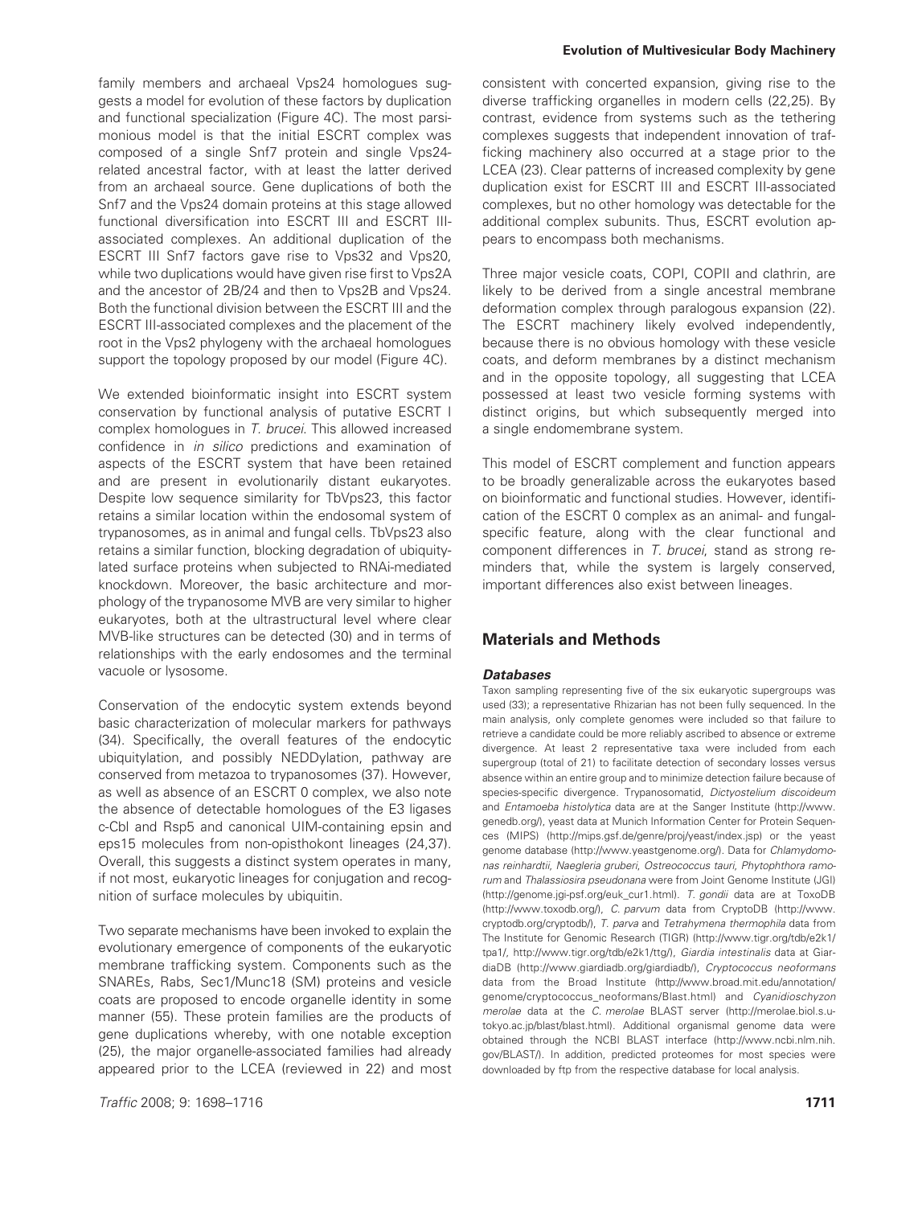family members and archaeal Vps24 homologues suggests a model for evolution of these factors by duplication and functional specialization (Figure 4C). The most parsimonious model is that the initial ESCRT complex was composed of a single Snf7 protein and single Vps24-related ancestral factor, with at least the latter derived from an archaeal source. Gene duplications of both the Snf7 and the Vps24 domain proteins at this stage allowed functional diversification into ESCRT III and ESCRT III-associated complexes. An additional duplication of the ESCRT III Snf7 factors gave rise to Vps32 and Vps20, while two duplications would have given rise first to Vps2A and the ancestor of 2B/24 and then to Vps2B and Vps24. Both the functional division between the ESCRT III and the ESCRT III-associated complexes and the placement of the root in the Vps2 phylogeny with the archaeal homologues support the topology proposed by our model (Figure 4C).

We extended bioinformatic insight into ESCRT system conservation by functional analysis of putative ESCRT I complex homologues in *T. brucei*. This allowed increased confidence in *in silico* predictions and examination of aspects of the ESCRT system that have been retained and are present in evolutionarily distant eukaryotes. Despite low sequence similarity for TbVps23, this factor retains a similar location within the endosomal system of trypanosomes, as in animal and fungal cells. TbVps23 also retains a similar function, blocking degradation of ubiquitylated surface proteins when subjected to RNAi-mediated knockdown. Moreover, the basic architecture and morphology of the trypanosome MVB are very similar to higher eukaryotes, both at the ultrastructural level where clear MVB-like structures can be detected (30) and in terms of relationships with the early endosomes and the terminal vacuole or lysosome.

Conservation of the endocytic system extends beyond basic characterization of molecular markers for pathways (34). Specifically, the overall features of the endocytic ubiquitylation, and possibly NEDDylation, pathway are conserved from metazoa to trypanosomes (37). However, as well as absence of an ESCRT 0 complex, we also note the absence of detectable homologues of the E3 ligases c-Cbl and Rsp5 and canonical UIM-containing epsin and eps15 molecules from non-opisthokont lineages (24,37). Overall, this suggests a distinct system operates in many, if not most, eukaryotic lineages for conjugation and recognition of surface molecules by ubiquitin.

Two separate mechanisms have been invoked to explain the evolutionary emergence of components of the eukaryotic membrane trafficking system. Components such as the SNAREs, Rabs, Sec1/Munc18 (SM) proteins and vesicle coats are proposed to encode organelle identity in some manner (55). These protein families are the products of gene duplications whereby, with one notable exception (25), the major organelle-associated families had already appeared prior to the LCEA (reviewed in 22) and most consistent with concerted expansion, giving rise to the diverse trafficking organelles in modern cells (22,25). By contrast, evidence from systems such as the tethering complexes suggests that independent innovation of trafficking machinery also occurred at a stage prior to the LCEA (23). Clear patterns of increased complexity by gene duplication exist for ESCRT III and ESCRT III-associated complexes, but no other homology was detectable for the additional complex subunits. Thus, ESCRT evolution appears to encompass both mechanisms.

Three major vesicle coats, COPI, COPII and clathrin, are likely to be derived from a single ancestral membrane deformation complex through paralogous expansion (22). The ESCRT machinery likely evolved independently, because there is no obvious homology with these vesicle coats, and deform membranes by a distinct mechanism and in the opposite topology, all suggesting that LCEA possessed at least two vesicle forming systems with distinct origins, but which subsequently merged into a single endomembrane system.

This model of ESCRT complement and function appears to be broadly generalizable across the eukaryotes based on bioinformatic and functional studies. However, identification of the ESCRT 0 complex as an animal- and fungal-specific feature, along with the clear functional and component differences in *T. brucei*, stand as strong reminders that, while the system is largely conserved, important differences also exist between lineages.

## Materials and Methods

### Databases

Taxon sampling representing five of the six eukaryotic supergroups was used (33); a representative Rhizarian has not been fully sequenced. In the main analysis, only complete genomes were included so that failure to retrieve a candidate could be more reliably ascribed to absence or extreme divergence. At least 2 representative taxa were included from each supergroup (total of 21) to facilitate detection of secondary losses versus absence within an entire group and to minimize detection failure because of species-specific divergence. Trypanosomatid, *Dictyostelium discoideum* and *Entamoeba histolytica* data are at the Sanger Institute (http://www.genedb.org/), yeast data at Munich Information Center for Protein Sequences (MIPS) (http://mips.gsf.de/genre/proj/yeast/index.jsp) or the yeast genome database (http://www.yeastgenome.org/). Data for *Chlamydomonas reinhardtii*, *Naegleria gruberi*, *Ostreococcus tauri*, *Phytophthora ramorum* and *Thalassiosira pseudonana* were from Joint Genome Institute (JGI) (http://genome.jgi-psf.org/euk_cur1.html). *T. gondii* data are at ToxoDB (http://www.toxodb.org/), *C. parvum* data from CryptoDB (http://www.cryptodb.org/cryptodb/), *T. parva* and *Tetrahymena thermophila* data from The Institute for Genomic Research (TIGR) (http://www.tigr.org/tdb/e2k1/tpa1/, http://www.tigr.org/tdb/e2k1/ttg/), *Giardia intestinalis* data at GiardiaDB (http://www.giardiadb.org/giardiadb/), *Cryptococcus neoformans* data from the Broad Institute (http://www.broad.mit.edu/annotation/genome/cryptococcus_neoformans/Blast.html) and *Cyanidioschyzon merolae* data at the *C. merolae* BLAST server (http://merolae.biol.s.u-tokyo.ac.jp/blast/blast.html). Additional organismal genome data were obtained through the NCBI BLAST interface (http://www.ncbi.nlm.nih.gov/BLAST/). In addition, predicted proteomes for most species were downloaded by ftp from the respective database for local analysis.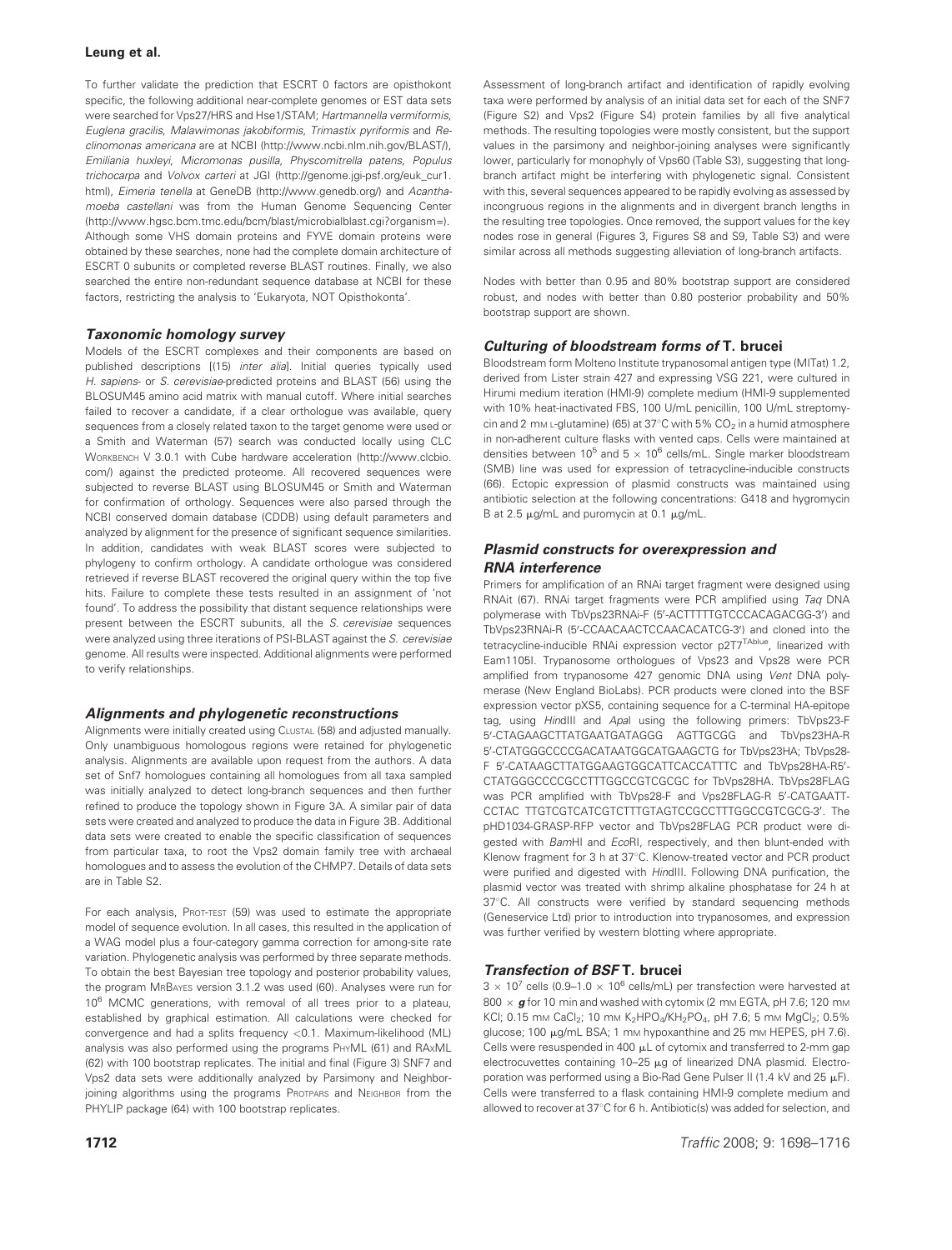To further validate the prediction that ESCRT 0 factors are opisthokont specific, the following additional near-complete genomes or EST data sets were searched for Vps27/HRS and Hse1/STAM; *Hartmannella vermiformis, Euglena gracilis, Malawimonas jakobiformis, Trimastix pyriformis* and *Reclinomonas americana* are at NCBI (http://www.ncbi.nlm.nih.gov/BLAST/), *Emiliania huxleyi, Micromonas pusilla, Physcomitrella patens, Populus trichocarpa* and *Volvox carteri* at JGI (http://genome.jgi-psf.org/euk_cur1.html), *Eimeria tenella* at GeneDB (http://www.genedb.org/) and *Acanthamoeba castellani* was from the Human Genome Sequencing Center (http://www.hgsc.bcm.tmc.edu/bcm/blast/microbialblast.cgi?organism=). Although some VHS domain proteins and FYVE domain proteins were obtained by these searches, none had the complete domain architecture of ESCRT 0 subunits or completed reverse BLAST routines. Finally, we also searched the entire non-redundant sequence database at NCBI for these factors, restricting the analysis to 'Eukaryota, NOT Opisthokonta'.

### Taxonomic homology survey

Models of the ESCRT complexes and their components are based on published descriptions [(15) *inter alia*]. Initial queries typically used *H. sapiens*- or *S. cerevisiae*-predicted proteins and BLAST (56) using the BLOSUM45 amino acid matrix with manual cutoff. Where initial searches failed to recover a candidate, if a clear orthologue was available, query sequences from a closely related taxon to the target genome were used or a Smith and Waterman (57) search was conducted locally using CLC Workbench V 3.0.1 with Cube hardware acceleration (http://www.clcbio.com/) against the predicted proteome. All recovered sequences were subjected to reverse BLAST using BLOSUM45 or Smith and Waterman for confirmation of orthology. Sequences were also parsed through the NCBI conserved domain database (CDDB) using default parameters and analyzed by alignment for the presence of significant sequence similarities. In addition, candidates with weak BLAST scores were subjected to phylogeny to confirm orthology. A candidate orthologue was considered retrieved if reverse BLAST recovered the original query within the top five hits. Failure to complete these tests resulted in an assignment of 'not found'. To address the possibility that distant sequence relationships were present between the ESCRT subunits, all the *S. cerevisiae* sequences were analyzed using three iterations of PSI-BLAST against the *S. cerevisiae* genome. All results were inspected. Additional alignments were performed to verify relationships.

### Alignments and phylogenetic reconstructions

Alignments were initially created using Clustal (58) and adjusted manually. Only unambiguous homologous regions were retained for phylogenetic analysis. Alignments are available upon request from the authors. A data set of Snf7 homologues containing all homologues from all taxa sampled was initially analyzed to detect long-branch sequences and then further refined to produce the topology shown in Figure 3A. A similar pair of data sets were created and analyzed to produce the data in Figure 3B. Additional data sets were created to enable the specific classification of sequences from particular taxa, to root the Vps2 domain family tree with archaeal homologues and to assess the evolution of the CHMP7. Details of data sets are in Table S2.

For each analysis, Prot-test (59) was used to estimate the appropriate model of sequence evolution. In all cases, this resulted in the application of a WAG model plus a four-category gamma correction for among-site rate variation. Phylogenetic analysis was performed by three separate methods. To obtain the best Bayesian tree topology and posterior probability values, the program MrBayes version 3.1.2 was used (60). Analyses were run for $10^6$ MCMC generations, with removal of all trees prior to a plateau, established by graphical estimation. All calculations were checked for convergence and had a splits frequency $<0.1$. Maximum-likelihood (ML) analysis was also performed using the programs PhyML (61) and RAxML (62) with 100 bootstrap replicates. The initial and final (Figure 3) SNF7 and Vps2 data sets were additionally analyzed by Parsimony and Neighbor-joining algorithms using the programs Protpars and Neighbor from the PHYLIP package (64) with 100 bootstrap replicates.

Assessment of long-branch artifact and identification of rapidly evolving taxa were performed by analysis of an initial data set for each of the SNF7 (Figure S2) and Vps2 (Figure S4) protein families by all five analytical methods. The resulting topologies were mostly consistent, but the support values in the parsimony and neighbor-joining analyses were significantly lower, particularly for monophyly of Vps60 (Table S3), suggesting that long-branch artifact might be interfering with phylogenetic signal. Consistent with this, several sequences appeared to be rapidly evolving as assessed by incongruous regions in the alignments and in divergent branch lengths in the resulting tree topologies. Once removed, the support values for the key nodes rose in general (Figures 3, Figures S8 and S9, Table S3) and were similar across all methods suggesting alleviation of long-branch artifacts.

Nodes with better than 0.95 and 80% bootstrap support are considered robust, and nodes with better than 0.80 posterior probability and 50% bootstrap support are shown.

### Culturing of bloodstream forms of T. brucei

Bloodstream form Molteno Institute trypanosomal antigen type (MITat) 1.2, derived from Lister strain 427 and expressing VSG 221, were cultured in Hirumi medium iteration (HMI-9) complete medium (HMI-9 supplemented with 10% heat-inactivated FBS, 100 U/mL penicillin, 100 U/mL streptomycin and 2 mM L-glutamine) (65) at 37°C with 5% $CO_2$ in a humid atmosphere in non-adherent culture flasks with vented caps. Cells were maintained at densities between $10^5$ and $5 \times 10^6$ cells/mL. Single marker bloodstream (SMB) line was used for expression of tetracycline-inducible constructs (66). Ectopic expression of plasmid constructs was maintained using antibiotic selection at the following concentrations: G418 and hygromycin B at 2.5 μg/mL and puromycin at 0.1 μg/mL.

### Plasmid constructs for overexpression and RNA interference

Primers for amplification of an RNAi target fragment were designed using RNAit (67). RNAi target fragments were PCR amplified using *Taq* DNA polymerase with TbVps23RNAi-F (5′-ACTTTTTGTCCCACAGACGG-3′) and TbVps23RNAi-R (5′-CCAACAACTCCAACACATCG-3′) and cloned into the tetracycline-inducible RNAi expression vector p2T7$^{TAblue}$, linearized with Eam1105I. Trypanosome orthologues of Vps23 and Vps28 were PCR amplified from trypanosome 427 genomic DNA using *Vent* DNA polymerase (New England BioLabs). PCR products were cloned into the BSF expression vector pXS5, containing sequence for a C-terminal HA-epitope tag, using *Hin*dIII and *Apa*I using the following primers: TbVps23-F 5′-CTAGAAGCTTATGAATGATAGGG AGTTGCGG and TbVps23HA-R 5′-CTATGGGCCCCGACATAATGGCATGAAGCTG for TbVps23HA; TbVps28-F 5′-CATAAGCTTATGGAAGTGGCATTCACCATTTC and TbVps28HA-R5′-CTATGGGCCCCGCCTTTGGCCGTCGCGC for TbVps28HA. TbVps28FLAG was PCR amplified with TbVps28-F and Vps28FLAG-R 5′-CATGAATT-CCTAC TTGTCGTCATCGTCTTTGTAGTCCGCCTTTGGCCGTCGCG-3′. The pHD1034-GRASP-RFP vector and TbVps28FLAG PCR product were digested with *Bam*HI and *Eco*RI, respectively, and then blunt-ended with Klenow fragment for 3 h at 37°C. Klenow-treated vector and PCR product were purified and digested with *Hin*dIII. Following DNA purification, the plasmid vector was treated with shrimp alkaline phosphatase for 24 h at 37°C. All constructs were verified by standard sequencing methods (Geneservice Ltd) prior to introduction into trypanosomes, and expression was further verified by western blotting where appropriate.

### Transfection of BSF T. brucei

$3 \times 10^7$ cells (0.9–1.0 $\times 10^6$ cells/mL) per transfection were harvested at 800 × ***g*** for 10 min and washed with cytomix (2 mM EGTA, pH 7.6; 120 mM KCl; 0.15 mM $CaCl_2$; 10 mM $K_2HPO_4/KH_2PO_4$, pH 7.6; 5 mM $MgCl_2$; 0.5% glucose; 100 μg/mL BSA; 1 mM hypoxanthine and 25 mM HEPES, pH 7.6). Cells were resuspended in 400 μL of cytomix and transferred to 2-mm gap electrocuvettes containing 10–25 μg of linearized DNA plasmid. Electroporation was performed using a Bio-Rad Gene Pulser II (1.4 kV and 25 μF). Cells were transferred to a flask containing HMI-9 complete medium and allowed to recover at 37°C for 6 h. Antibiotic(s) was added for selection, and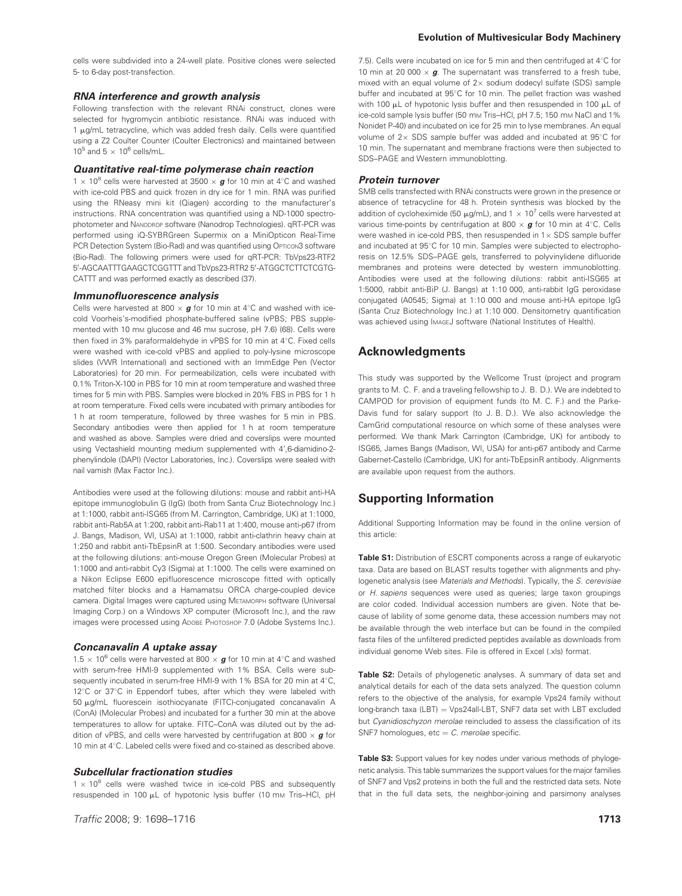cells were subdivided into a 24-well plate. Positive clones were selected 5- to 6-day post-transfection.

### RNA interference and growth analysis

Following transfection with the relevant RNAi construct, clones were selected for hygromycin antibiotic resistance. RNAi was induced with 1 μg/mL tetracycline, which was added fresh daily. Cells were quantified using a Z2 Coulter Counter (Coulter Electronics) and maintained between $10^5$ and $5 \times 10^6$ cells/mL.

### Quantitative real-time polymerase chain reaction

$1 \times 10^8$ cells were harvested at 3500 × ***g*** for 10 min at 4°C and washed with ice-cold PBS and quick frozen in dry ice for 1 min. RNA was purified using the RNeasy mini kit (Qiagen) according to the manufacturer's instructions. RNA concentration was quantified using a ND-1000 spectrophotometer and Nanodrop software (Nanodrop Technologies). qRT-PCR was performed using iQ-SYBRGreen Supermix on a MiniOpticon Real-Time PCR Detection System (Bio-Rad) and was quantified using Opticon3 software (Bio-Rad). The following primers were used for qRT-PCR: TbVps23-RTF2 5′-AGCAATTTGAAGCTCGGTTT and TbVps23-RTR2 5′-ATGGCTCTTCTCGTGCATTT and was performed exactly as described (37).

### Immunofluorescence analysis

Cells were harvested at 800 × ***g*** for 10 min at 4°C and washed with ice-cold Voorheis's-modified phosphate-buffered saline (vPBS; PBS supplemented with 10 mM glucose and 46 mM sucrose, pH 7.6) (68). Cells were then fixed in 3% paraformaldehyde in vPBS for 10 min at 4°C. Fixed cells were washed with ice-cold vPBS and applied to poly-lysine microscope slides (VWR International) and sectioned with an ImmEdge Pen (Vector Laboratories) for 20 min. For permeabilization, cells were incubated with 0.1% Triton-X-100 in PBS for 10 min at room temperature and washed three times for 5 min with PBS. Samples were blocked in 20% FBS in PBS for 1 h at room temperature. Fixed cells were incubated with primary antibodies for 1 h at room temperature, followed by three washes for 5 min in PBS. Secondary antibodies were then applied for 1 h at room temperature and washed as above. Samples were dried and coverslips were mounted using Vectashield mounting medium supplemented with 4′,6-diamidino-2-phenylindole (DAPI) (Vector Laboratories, Inc.). Coverslips were sealed with nail varnish (Max Factor Inc.).

Antibodies were used at the following dilutions: mouse and rabbit anti-HA epitope immunoglobulin G (IgG) (both from Santa Cruz Biotechnology Inc.) at 1:1000, rabbit anti-ISG65 (from M. Carrington, Cambridge, UK) at 1:1000, rabbit anti-Rab5A at 1:200, rabbit anti-Rab11 at 1:400, mouse anti-p67 (from J. Bangs, Madison, WI, USA) at 1:1000, rabbit anti-clathrin heavy chain at 1:250 and rabbit anti-TbEpsinR at 1:500. Secondary antibodies were used at the following dilutions: anti-mouse Oregon Green (Molecular Probes) at 1:1000 and anti-rabbit Cy3 (Sigma) at 1:1000. The cells were examined on a Nikon Eclipse E600 epifluorescence microscope fitted with optically matched filter blocks and a Hamamatsu ORCA charge-coupled device camera. Digital Images were captured using Metamorph software (Universal Imaging Corp.) on a Windows XP computer (Microsoft Inc.), and the raw images were processed using Adobe Photoshop 7.0 (Adobe Systems Inc.).

### Concanavalin A uptake assay

$1.5 \times 10^6$ cells were harvested at 800 × ***g*** for 10 min at 4°C and washed with serum-free HMI-9 supplemented with 1% BSA. Cells were subsequently incubated in serum-free HMI-9 with 1% BSA for 20 min at 4°C, 12°C or 37°C in Eppendorf tubes, after which they were labeled with 50 μg/mL fluorescein isothiocyanate (FITC)-conjugated concanavalin A (ConA) (Molecular Probes) and incubated for a further 30 min at the above temperatures to allow for uptake. FITC–ConA was diluted out by the addition of vPBS, and cells were harvested by centrifugation at 800 × ***g*** for 10 min at 4°C. Labeled cells were fixed and co-stained as described above.

### Subcellular fractionation studies

$1 \times 10^8$ cells were washed twice in ice-cold PBS and subsequently resuspended in 100 μL of hypotonic lysis buffer (10 mM Tris–HCl, pH 7.5). Cells were incubated on ice for 5 min and then centrifuged at 4°C for 10 min at 20 000 × ***g***. The supernatant was transferred to a fresh tube, mixed with an equal volume of 2× sodium dodecyl sulfate (SDS) sample buffer and incubated at 95°C for 10 min. The pellet fraction was washed with 100 μL of hypotonic lysis buffer and then resuspended in 100 μL of ice-cold sample lysis buffer (50 mM Tris–HCl, pH 7.5; 150 mM NaCl and 1% Nonidet P-40) and incubated on ice for 25 min to lyse membranes. An equal volume of 2× SDS sample buffer was added and incubated at 95°C for 10 min. The supernatant and membrane fractions were then subjected to SDS–PAGE and Western immunoblotting.

### Protein turnover

SMB cells transfected with RNAi constructs were grown in the presence or absence of tetracycline for 48 h. Protein synthesis was blocked by the addition of cycloheximide (50 μg/mL), and $1 \times 10^7$ cells were harvested at various time-points by centrifugation at 800 × ***g*** for 10 min at 4°C. Cells were washed in ice-cold PBS, then resuspended in 1× SDS sample buffer and incubated at 95°C for 10 min. Samples were subjected to electrophoresis on 12.5% SDS–PAGE gels, transferred to polyvinylidene difluoride membranes and proteins were detected by western immunoblotting. Antibodies were used at the following dilutions: rabbit anti-ISG65 at 1:5000, rabbit anti-BiP (J. Bangs) at 1:10 000, anti-rabbit IgG peroxidase conjugated (A0545; Sigma) at 1:10 000 and mouse anti-HA epitope IgG (Santa Cruz Biotechnology Inc.) at 1:10 000. Densitometry quantification was achieved using ImageJ software (National Institutes of Health).

## Acknowledgments

This study was supported by the Wellcome Trust (project and program grants to M. C. F. and a traveling fellowship to J. B. D.). We are indebted to CAMPOD for provision of equipment funds (to M. C. F.) and the Parke-Davis fund for salary support (to J. B. D.). We also acknowledge the CamGrid computational resource on which some of these analyses were performed. We thank Mark Carrington (Cambridge, UK) for antibody to ISG65, James Bangs (Madison, WI, USA) for anti-p67 antibody and Carme Gabernet-Castello (Cambridge, UK) for anti-TbEpsinR antibody. Alignments are available upon request from the authors.

## Supporting Information

Additional Supporting Information may be found in the online version of this article:

**Table S1:** Distribution of ESCRT components across a range of eukaryotic taxa. Data are based on BLAST results together with alignments and phylogenetic analysis (see *Materials and Methods*). Typically, the *S. cerevisiae* or *H. sapiens* sequences were used as queries; large taxon groupings are color coded. Individual accession numbers are given. Note that because of lability of some genome data, these accession numbers may not be available through the web interface but can be found in the compiled fasta files of the unfiltered predicted peptides available as downloads from individual genome Web sites. File is offered in Excel (.xls) format.

**Table S2:** Details of phylogenetic analyses. A summary of data set and analytical details for each of the data sets analyzed. The question column refers to the objective of the analysis, for example Vps24 family without long-branch taxa (LBT) = Vps24all-LBT, SNF7 data set with LBT excluded but *Cyanidioschyzon merolae* reincluded to assess the classification of its SNF7 homologues, etc = *C. merolae* specific.

**Table S3:** Support values for key nodes under various methods of phylogenetic analysis. This table summarizes the support values for the major families of SNF7 and Vps2 proteins in both the full and the restricted data sets. Note that in the full data sets, the neighbor-joining and parsimony analyses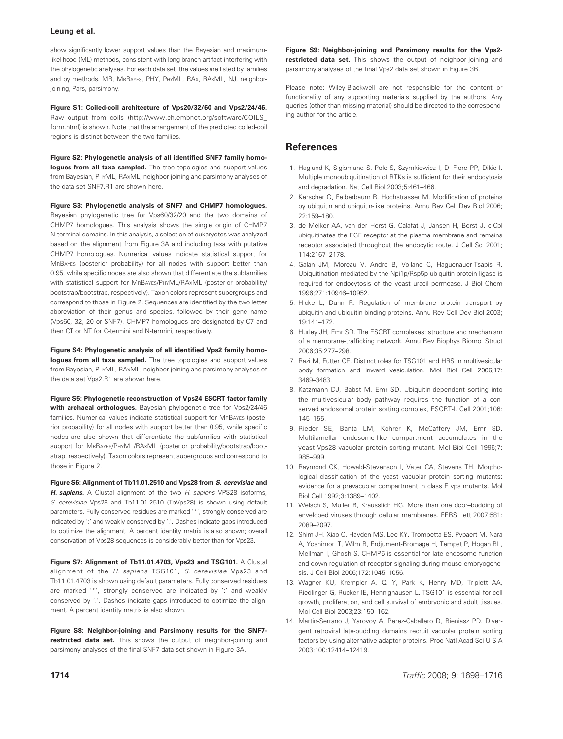show significantly lower support values than the Bayesian and maximum-likelihood (ML) methods, consistent with long-branch artifact interfering with the phylogenetic analyses. For each data set, the values are listed by families and by methods. MB, MrBayes, PHY, PhyML, RAx, RAxML, NJ, neighbor-joining, Pars, parsimony.

**Figure S1: Coiled-coil architecture of Vps20/32/60 and Vps2/24/46.** Raw output from coils (http://www.ch.embnet.org/software/COILS_form.html) is shown. Note that the arrangement of the predicted coiled-coil regions is distinct between the two families.

**Figure S2: Phylogenetic analysis of all identified SNF7 family homologues from all taxa sampled.** The tree topologies and support values from Bayesian, PhyML, RAxML, neighbor-joining and parsimony analyses of the data set SNF7.R1 are shown here.

**Figure S3: Phylogenetic analysis of SNF7 and CHMP7 homologues.** Bayesian phylogenetic tree for Vps60/32/20 and the two domains of CHMP7 homologues. This analysis shows the single origin of CHMP7 N-terminal domains. In this analysis, a selection of eukaryotes was analyzed based on the alignment from Figure 3A and including taxa with putative CHMP7 homologues. Numerical values indicate statistical support for MrBayes (posterior probability) for all nodes with support better than 0.95, while specific nodes are also shown that differentiate the subfamilies with statistical support for MrBayes/PhyML/RAxML (posterior probability/bootstrap/bootstrap, respectively). Taxon colors represent supergroups and correspond to those in Figure 2. Sequences are identified by the two letter abbreviation of their genus and species, followed by their gene name (Vps60, 32, 20 or SNF7). CHMP7 homologues are designated by C7 and then CT or NT for C-termini and N-termini, respectively.

**Figure S4: Phylogenetic analysis of all identified Vps2 family homologues from all taxa sampled.** The tree topologies and support values from Bayesian, PhyML, RAxML, neighbor-joining and parsimony analyses of the data set Vps2.R1 are shown here.

**Figure S5: Phylogenetic reconstruction of Vps24 ESCRT factor family with archaeal orthologues.** Bayesian phylogenetic tree for Vps2/24/46 families. Numerical values indicate statistical support for MrBayes (posterior probability) for all nodes with support better than 0.95, while specific nodes are also shown that differentiate the subfamilies with statistical support for MrBayes/PhyML/RAxML (posterior probability/bootstrap/bootstrap, respectively). Taxon colors represent supergroups and correspond to those in Figure 2.

**Figure S6: Alignment of Tb11.01.2510 and Vps28 from *S. cerevisiae* and *H. sapiens*.** A Clustal alignment of the two *H. sapiens* VPS28 isoforms, *S. cerevisiae* Vps28 and Tb11.01.2510 (TbVps28) is shown using default parameters. Fully conserved residues are marked '*', strongly conserved are indicated by ':' and weakly conserved by '.'. Dashes indicate gaps introduced to optimize the alignment. A percent identity matrix is also shown; overall conservation of Vps28 sequences is considerably better than for Vps23.

**Figure S7: Alignment of Tb11.01.4703, Vps23 and TSG101.** A Clustal alignment of the *H. sapiens* TSG101, *S. cerevisiae* Vps23 and Tb11.01.4703 is shown using default parameters. Fully conserved residues are marked '*', strongly conserved are indicated by ':' and weakly conserved by '.'. Dashes indicate gaps introduced to optimize the alignment. A percent identity matrix is also shown.

**Figure S8: Neighbor-joining and Parsimony results for the SNF7-restricted data set.** This shows the output of neighbor-joining and parsimony analyses of the final SNF7 data set shown in Figure 3A.

**Figure S9: Neighbor-joining and Parsimony results for the Vps2-restricted data set.** This shows the output of neighbor-joining and parsimony analyses of the final Vps2 data set shown in Figure 3B.

Please note: Wiley-Blackwell are not responsible for the content or functionality of any supporting materials supplied by the authors. Any queries (other than missing material) should be directed to the corresponding author for the article.

## References

1. Haglund K, Sigismund S, Polo S, Szymkiewicz I, Di Fiore PP, Dikic I. Multiple monoubiquitination of RTKs is sufficient for their endocytosis and degradation. Nat Cell Biol 2003;5:461–466.
2. Kerscher O, Felberbaum R, Hochstrasser M. Modification of proteins by ubiquitin and ubiquitin-like proteins. Annu Rev Cell Dev Biol 2006; 22:159–180.
3. de Melker AA, van der Horst G, Calafat J, Jansen H, Borst J. c-Cbl ubiquitinates the EGF receptor at the plasma membrane and remains receptor associated throughout the endocytic route. J Cell Sci 2001; 114:2167–2178.
4. Galan JM, Moreau V, Andre B, Volland C, Haguenauer-Tsapis R. Ubiquitination mediated by the Npi1p/Rsp5p ubiquitin-protein ligase is required for endocytosis of the yeast uracil permease. J Biol Chem 1996;271:10946–10952.
5. Hicke L, Dunn R. Regulation of membrane protein transport by ubiquitin and ubiquitin-binding proteins. Annu Rev Cell Dev Biol 2003; 19:141–172.
6. Hurley JH, Emr SD. The ESCRT complexes: structure and mechanism of a membrane-trafficking network. Annu Rev Biophys Biomol Struct 2006;35:277–298.
7. Razi M, Futter CE. Distinct roles for TSG101 and HRS in multivesicular body formation and inward vesiculation. Mol Biol Cell 2006;17: 3469–3483.
8. Katzmann DJ, Babst M, Emr SD. Ubiquitin-dependent sorting into the multivesicular body pathway requires the function of a conserved endosomal protein sorting complex, ESCRT-I. Cell 2001;106: 145–155.
9. Rieder SE, Banta LM, Kohrer K, McCaffery JM, Emr SD. Multilamellar endosome-like compartment accumulates in the yeast Vps28 vacuolar protein sorting mutant. Mol Biol Cell 1996;7: 985–999.
10. Raymond CK, Howald-Stevenson I, Vater CA, Stevens TH. Morphological classification of the yeast vacuolar protein sorting mutants: evidence for a prevacuolar compartment in class E vps mutants. Mol Biol Cell 1992;3:1389–1402.
11. Welsch S, Muller B, Krausslich HG. More than one door–budding of enveloped viruses through cellular membranes. FEBS Lett 2007;581: 2089–2097.
12. Shim JH, Xiao C, Hayden MS, Lee KY, Trombetta ES, Pypaert M, Nara A, Yoshimori T, Wilm B, Erdjument-Bromage H, Tempst P, Hogan BL, Mellman I, Ghosh S. CHMP5 is essential for late endosome function and down-regulation of receptor signaling during mouse embryogenesis. J Cell Biol 2006;172:1045–1056.
13. Wagner KU, Krempler A, Qi Y, Park K, Henry MD, Triplett AA, Riedlinger G, Rucker IE, Hennighausen L. TSG101 is essential for cell growth, proliferation, and cell survival of embryonic and adult tissues. Mol Cell Biol 2003;23:150–162.
14. Martin-Serrano J, Yarovoy A, Perez-Caballero D, Bieniasz PD. Divergent retroviral late-budding domains recruit vacuolar protein sorting factors by using alternative adaptor proteins. Proc Natl Acad Sci U S A 2003;100:12414–12419.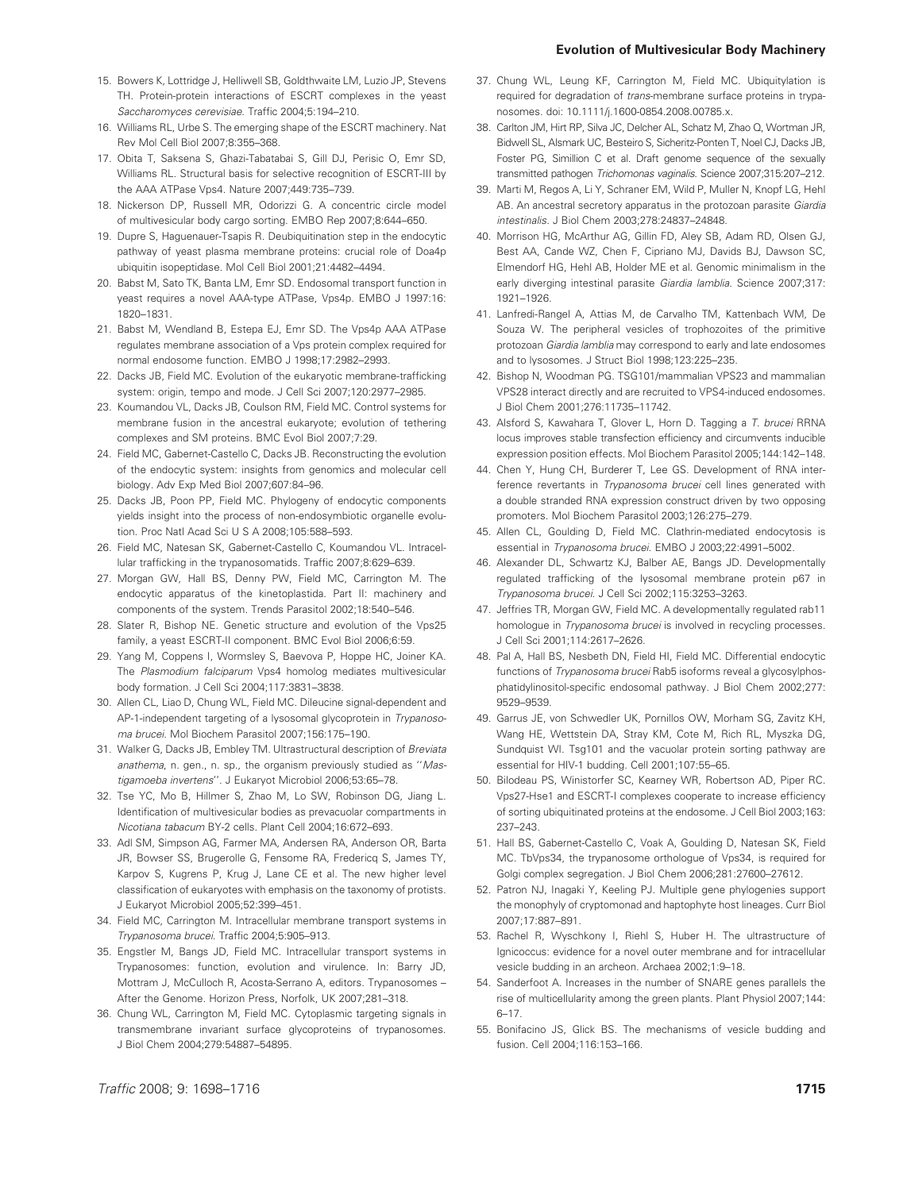15. Bowers K, Lottridge J, Helliwell SB, Goldthwaite LM, Luzio JP, Stevens TH. Protein-protein interactions of ESCRT complexes in the yeast *Saccharomyces cerevisiae*. Traffic 2004;5:194–210.
16. Williams RL, Urbe S. The emerging shape of the ESCRT machinery. Nat Rev Mol Cell Biol 2007;8:355–368.
17. Obita T, Saksena S, Ghazi-Tabatabai S, Gill DJ, Perisic O, Emr SD, Williams RL. Structural basis for selective recognition of ESCRT-III by the AAA ATPase Vps4. Nature 2007;449:735–739.
18. Nickerson DP, Russell MR, Odorizzi G. A concentric circle model of multivesicular body cargo sorting. EMBO Rep 2007;8:644–650.
19. Dupre S, Haguenauer-Tsapis R. Deubiquitination step in the endocytic pathway of yeast plasma membrane proteins: crucial role of Doa4p ubiquitin isopeptidase. Mol Cell Biol 2001;21:4482–4494.
20. Babst M, Sato TK, Banta LM, Emr SD. Endosomal transport function in yeast requires a novel AAA-type ATPase, Vps4p. EMBO J 1997:16: 1820–1831.
21. Babst M, Wendland B, Estepa EJ, Emr SD. The Vps4p AAA ATPase regulates membrane association of a Vps protein complex required for normal endosome function. EMBO J 1998;17:2982–2993.
22. Dacks JB, Field MC. Evolution of the eukaryotic membrane-trafficking system: origin, tempo and mode. J Cell Sci 2007;120:2977–2985.
23. Koumandou VL, Dacks JB, Coulson RM, Field MC. Control systems for membrane fusion in the ancestral eukaryote; evolution of tethering complexes and SM proteins. BMC Evol Biol 2007;7:29.
24. Field MC, Gabernet-Castello C, Dacks JB. Reconstructing the evolution of the endocytic system: insights from genomics and molecular cell biology. Adv Exp Med Biol 2007;607:84–96.
25. Dacks JB, Poon PP, Field MC. Phylogeny of endocytic components yields insight into the process of non-endosymbiotic organelle evolution. Proc Natl Acad Sci U S A 2008;105:588–593.
26. Field MC, Natesan SK, Gabernet-Castello C, Koumandou VL. Intracellular trafficking in the trypanosomatids. Traffic 2007;8:629–639.
27. Morgan GW, Hall BS, Denny PW, Field MC, Carrington M. The endocytic apparatus of the kinetoplastida. Part II: machinery and components of the system. Trends Parasitol 2002;18:540–546.
28. Slater R, Bishop NE. Genetic structure and evolution of the Vps25 family, a yeast ESCRT-II component. BMC Evol Biol 2006;6:59.
29. Yang M, Coppens I, Wormsley S, Baevova P, Hoppe HC, Joiner KA. The *Plasmodium falciparum* Vps4 homolog mediates multivesicular body formation. J Cell Sci 2004;117:3831–3838.
30. Allen CL, Liao D, Chung WL, Field MC. Dileucine signal-dependent and AP-1-independent targeting of a lysosomal glycoprotein in *Trypanosoma brucei*. Mol Biochem Parasitol 2007;156:175–190.
31. Walker G, Dacks JB, Embley TM. Ultrastructural description of *Breviata anathema*, n. gen., n. sp., the organism previously studied as ''*Mastigamoeba invertens*''. J Eukaryot Microbiol 2006;53:65–78.
32. Tse YC, Mo B, Hillmer S, Zhao M, Lo SW, Robinson DG, Jiang L. Identification of multivesicular bodies as prevacuolar compartments in *Nicotiana tabacum* BY-2 cells. Plant Cell 2004;16:672–693.
33. Adl SM, Simpson AG, Farmer MA, Andersen RA, Anderson OR, Barta JR, Bowser SS, Brugerolle G, Fensome RA, Fredericq S, James TY, Karpov S, Kugrens P, Krug J, Lane CE et al. The new higher level classification of eukaryotes with emphasis on the taxonomy of protists. J Eukaryot Microbiol 2005;52:399–451.
34. Field MC, Carrington M. Intracellular membrane transport systems in *Trypanosoma brucei*. Traffic 2004;5:905–913.
35. Engstler M, Bangs JD, Field MC. Intracellular transport systems in Trypanosomes: function, evolution and virulence. In: Barry JD, Mottram J, McCulloch R, Acosta-Serrano A, editors. Trypanosomes – After the Genome. Horizon Press, Norfolk, UK 2007;281–318.
36. Chung WL, Carrington M, Field MC. Cytoplasmic targeting signals in transmembrane invariant surface glycoproteins of trypanosomes. J Biol Chem 2004;279:54887–54895.
37. Chung WL, Leung KF, Carrington M, Field MC. Ubiquitylation is required for degradation of *trans*-membrane surface proteins in trypanosomes. doi: 10.1111/j.1600-0854.2008.00785.x.
38. Carlton JM, Hirt RP, Silva JC, Delcher AL, Schatz M, Zhao Q, Wortman JR, Bidwell SL, Alsmark UC, Besteiro S, Sicheritz-Ponten T, Noel CJ, Dacks JB, Foster PG, Simillion C et al. Draft genome sequence of the sexually transmitted pathogen *Trichomonas vaginalis*. Science 2007;315:207–212.
39. Marti M, Regos A, Li Y, Schraner EM, Wild P, Muller N, Knopf LG, Hehl AB. An ancestral secretory apparatus in the protozoan parasite *Giardia intestinalis*. J Biol Chem 2003;278:24837–24848.
40. Morrison HG, McArthur AG, Gillin FD, Aley SB, Adam RD, Olsen GJ, Best AA, Cande WZ, Chen F, Cipriano MJ, Davids BJ, Dawson SC, Elmendorf HG, Hehl AB, Holder ME et al. Genomic minimalism in the early diverging intestinal parasite *Giardia lamblia*. Science 2007;317: 1921–1926.
41. Lanfredi-Rangel A, Attias M, de Carvalho TM, Kattenbach WM, De Souza W. The peripheral vesicles of trophozoites of the primitive protozoan *Giardia lamblia* may correspond to early and late endosomes and to lysosomes. J Struct Biol 1998;123:225–235.
42. Bishop N, Woodman PG. TSG101/mammalian VPS23 and mammalian VPS28 interact directly and are recruited to VPS4-induced endosomes. J Biol Chem 2001;276:11735–11742.
43. Alsford S, Kawahara T, Glover L, Horn D. Tagging a *T. brucei* RRNA locus improves stable transfection efficiency and circumvents inducible expression position effects. Mol Biochem Parasitol 2005;144:142–148.
44. Chen Y, Hung CH, Burderer T, Lee GS. Development of RNA interference revertants in *Trypanosoma brucei* cell lines generated with a double stranded RNA expression construct driven by two opposing promoters. Mol Biochem Parasitol 2003;126:275–279.
45. Allen CL, Goulding D, Field MC. Clathrin-mediated endocytosis is essential in *Trypanosoma brucei*. EMBO J 2003;22:4991–5002.
46. Alexander DL, Schwartz KJ, Balber AE, Bangs JD. Developmentally regulated trafficking of the lysosomal membrane protein p67 in *Trypanosoma brucei*. J Cell Sci 2002;115:3253–3263.
47. Jeffries TR, Morgan GW, Field MC. A developmentally regulated rab11 homologue in *Trypanosoma brucei* is involved in recycling processes. J Cell Sci 2001;114:2617–2626.
48. Pal A, Hall BS, Nesbeth DN, Field HI, Field MC. Differential endocytic functions of *Trypanosoma brucei* Rab5 isoforms reveal a glycosylphosphatidylinositol-specific endosomal pathway. J Biol Chem 2002;277: 9529–9539.
49. Garrus JE, von Schwedler UK, Pornillos OW, Morham SG, Zavitz KH, Wang HE, Wettstein DA, Stray KM, Cote M, Rich RL, Myszka DG, Sundquist WI. Tsg101 and the vacuolar protein sorting pathway are essential for HIV-1 budding. Cell 2001;107:55–65.
50. Bilodeau PS, Winistorfer SC, Kearney WR, Robertson AD, Piper RC. Vps27-Hse1 and ESCRT-I complexes cooperate to increase efficiency of sorting ubiquitinated proteins at the endosome. J Cell Biol 2003;163: 237–243.
51. Hall BS, Gabernet-Castello C, Voak A, Goulding D, Natesan SK, Field MC. TbVps34, the trypanosome orthologue of Vps34, is required for Golgi complex segregation. J Biol Chem 2006;281:27600–27612.
52. Patron NJ, Inagaki Y, Keeling PJ. Multiple gene phylogenies support the monophyly of cryptomonad and haptophyte host lineages. Curr Biol 2007;17:887–891.
53. Rachel R, Wyschkony I, Riehl S, Huber H. The ultrastructure of Ignicoccus: evidence for a novel outer membrane and for intracellular vesicle budding in an archeon. Archaea 2002;1:9–18.
54. Sanderfoot A. Increases in the number of SNARE genes parallels the rise of multicellularity among the green plants. Plant Physiol 2007;144: 6–17.
55. Bonifacino JS, Glick BS. The mechanisms of vesicle budding and fusion. Cell 2004;116:153–166.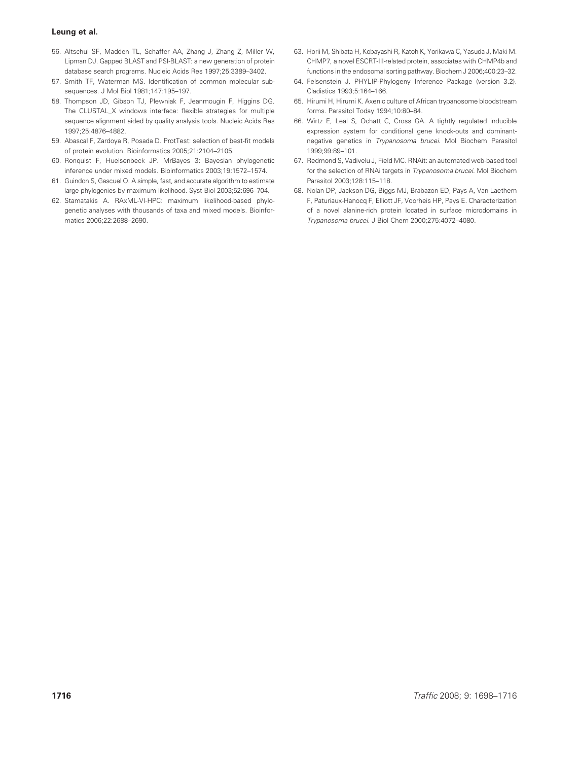56. Altschul SF, Madden TL, Schaffer AA, Zhang J, Zhang Z, Miller W, Lipman DJ. Gapped BLAST and PSI-BLAST: a new generation of protein database search programs. Nucleic Acids Res 1997;25:3389–3402.
57. Smith TF, Waterman MS. Identification of common molecular subsequences. J Mol Biol 1981;147:195–197.
58. Thompson JD, Gibson TJ, Plewniak F, Jeanmougin F, Higgins DG. The CLUSTAL_X windows interface: flexible strategies for multiple sequence alignment aided by quality analysis tools. Nucleic Acids Res 1997;25:4876–4882.
59. Abascal F, Zardoya R, Posada D. ProtTest: selection of best-fit models of protein evolution. Bioinformatics 2005;21:2104–2105.
60. Ronquist F, Huelsenbeck JP. MrBayes 3: Bayesian phylogenetic inference under mixed models. Bioinformatics 2003;19:1572–1574.
61. Guindon S, Gascuel O. A simple, fast, and accurate algorithm to estimate large phylogenies by maximum likelihood. Syst Biol 2003;52:696–704.
62. Stamatakis A. RAxML-VI-HPC: maximum likelihood-based phylogenetic analyses with thousands of taxa and mixed models. Bioinformatics 2006;22:2688–2690.
63. Horii M, Shibata H, Kobayashi R, Katoh K, Yorikawa C, Yasuda J, Maki M. CHMP7, a novel ESCRT-III-related protein, associates with CHMP4b and functions in the endosomal sorting pathway. Biochem J 2006;400:23–32.
64. Felsenstein J. PHYLIP-Phylogeny Inference Package (version 3.2). Cladistics 1993;5:164–166.
65. Hirumi H, Hirumi K. Axenic culture of African trypanosome bloodstream forms. Parasitol Today 1994;10:80–84.
66. Wirtz E, Leal S, Ochatt C, Cross GA. A tightly regulated inducible expression system for conditional gene knock-outs and dominant-negative genetics in *Trypanosoma brucei*. Mol Biochem Parasitol 1999;99:89–101.
67. Redmond S, Vadivelu J, Field MC. RNAit: an automated web-based tool for the selection of RNAi targets in *Trypanosoma brucei*. Mol Biochem Parasitol 2003;128:115–118.
68. Nolan DP, Jackson DG, Biggs MJ, Brabazon ED, Pays A, Van Laethem F, Paturiaux-Hanocq F, Elliott JF, Voorheis HP, Pays E. Characterization of a novel alanine-rich protein located in surface microdomains in *Trypanosoma brucei*. J Biol Chem 2000;275:4072–4080.